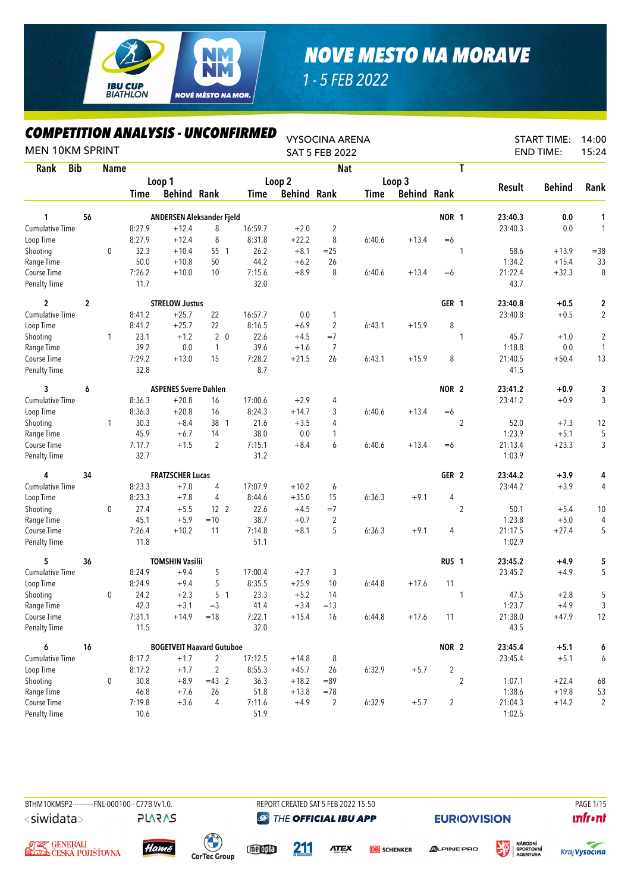# NOVE MESTO NA MORAVE

1 - 5 FEB 2022

## COMPETITION ANALYSIS - UNCONFIRMED

MEN 10KM SPRINT

VYSOCINA ARENA
SAT 5 FEB 2022

START TIME: 14:00
END TIME: 15:24

| Rank | Bib | Name | | Loop 1 | | | Loop 2 | | | Loop 3 | | | T | Result | Behind | Rank |
|---|---|---|---|---|---|---|---|---|---|---|---|---|---|---|---|---|
| | | | | Time | Behind | Rank | Time | Behind | Rank | Time | Behind | Rank | | | | |
| 1 | 56 | ANDERSEN Aleksander Fjeld | | | | | | | | | | NOR | 1 | 23:40.3 | 0.0 | 1 |
| Cumulative Time | | | | 8:27.9 | +12.4 | 8 | 16:59.7 | +2.0 | 2 | | | | | 23:40.3 | 0.0 | 1 |
| Loop Time | | | | 8:27.9 | +12.4 | 8 | 8:31.8 | +22.2 | 8 | 6:40.6 | +13.4 | =6 | | | | |
| Shooting | | | 0 | 32.3 | +10.4 | 55 1 | 26.2 | +8.1 | =25 | | | | 1 | 58.6 | +13.9 | =38 |
| Range Time | | | | 50.0 | +10.8 | 50 | 44.2 | +6.2 | 26 | | | | | 1:34.2 | +15.4 | 33 |
| Course Time | | | | 7:26.2 | +10.0 | 10 | 7:15.6 | +8.9 | 8 | 6:40.6 | +13.4 | =6 | | 21:22.4 | +32.3 | 8 |
| Penalty Time | | | | 11.7 | | | 32.0 | | | | | | | 43.7 | | |
| 2 | 2 | STRELOW Justus | | | | | | | | | | GER | 1 | 23:40.8 | +0.5 | 2 |
| Cumulative Time | | | | 8:41.2 | +25.7 | 22 | 16:57.7 | 0.0 | 1 | | | | | 23:40.8 | +0.5 | 2 |
| Loop Time | | | | 8:41.2 | +25.7 | 22 | 8:16.5 | +6.9 | 2 | 6:43.1 | +15.9 | 8 | | | | |
| Shooting | | | 1 | 23.1 | +1.2 | 2 0 | 22.6 | +4.5 | =7 | | | | 1 | 45.7 | +1.0 | 2 |
| Range Time | | | | 39.2 | 0.0 | 1 | 39.6 | +1.6 | 7 | | | | | 1:18.8 | 0.0 | 1 |
| Course Time | | | | 7:29.2 | +13.0 | 15 | 7:28.2 | +21.5 | 26 | 6:43.1 | +15.9 | 8 | | 21:40.5 | +50.4 | 13 |
| Penalty Time | | | | 32.8 | | | 8.7 | | | | | | | 41.5 | | |
| 3 | 6 | ASPENES Sverre Dahlen | | | | | | | | | | NOR | 2 | 23:41.2 | +0.9 | 3 |
| Cumulative Time | | | | 8:36.3 | +20.8 | 16 | 17:00.6 | +2.9 | 4 | | | | | 23:41.2 | +0.9 | 3 |
| Loop Time | | | | 8:36.3 | +20.8 | 16 | 8:24.3 | +14.7 | 3 | 6:40.6 | +13.4 | =6 | | | | |
| Shooting | | | 1 | 30.3 | +8.4 | 38 1 | 21.6 | +3.5 | 4 | | | | 2 | 52.0 | +7.3 | 12 |
| Range Time | | | | 45.9 | +6.7 | 14 | 38.0 | 0.0 | 1 | | | | | 1:23.9 | +5.1 | 5 |
| Course Time | | | | 7:17.7 | +1.5 | 2 | 7:15.1 | +8.4 | 6 | 6:40.6 | +13.4 | =6 | | 21:13.4 | +23.3 | 3 |
| Penalty Time | | | | 32.7 | | | 31.2 | | | | | | | 1:03.9 | | |
| 4 | 34 | FRATZSCHER Lucas | | | | | | | | | | GER | 2 | 23:44.2 | +3.9 | 4 |
| Cumulative Time | | | | 8:23.3 | +7.8 | 4 | 17:07.9 | +10.2 | 6 | | | | | 23:44.2 | +3.9 | 4 |
| Loop Time | | | | 8:23.3 | +7.8 | 4 | 8:44.6 | +35.0 | 15 | 6:36.3 | +9.1 | 4 | | | | |
| Shooting | | | 0 | 27.4 | +5.5 | 12 2 | 22.6 | +4.5 | =7 | | | | 2 | 50.1 | +5.4 | 10 |
| Range Time | | | | 45.1 | +5.9 | =10 | 38.7 | +0.7 | 2 | | | | | 1:23.8 | +5.0 | 4 |
| Course Time | | | | 7:26.4 | +10.2 | 11 | 7:14.8 | +8.1 | 5 | 6:36.3 | +9.1 | 4 | | 21:17.5 | +27.4 | 5 |
| Penalty Time | | | | 11.8 | | | 51.1 | | | | | | | 1:02.9 | | |
| 5 | 36 | TOMSHIN Vasilii | | | | | | | | | | RUS | 1 | 23:45.2 | +4.9 | 5 |
| Cumulative Time | | | | 8:24.9 | +9.4 | 5 | 17:00.4 | +2.7 | 3 | | | | | 23:45.2 | +4.9 | 5 |
| Loop Time | | | | 8:24.9 | +9.4 | 5 | 8:35.5 | +25.9 | 10 | 6:44.8 | +17.6 | 11 | | | | |
| Shooting | | | 0 | 24.2 | +2.3 | 5 1 | 23.3 | +5.2 | 14 | | | | 1 | 47.5 | +2.8 | 5 |
| Range Time | | | | 42.3 | +3.1 | =3 | 41.4 | +3.4 | =13 | | | | | 1:23.7 | +4.9 | 3 |
| Course Time | | | | 7:31.1 | +14.9 | =18 | 7:22.1 | +15.4 | 16 | 6:44.8 | +17.6 | 11 | | 21:38.0 | +47.9 | 12 |
| Penalty Time | | | | 11.5 | | | 32.0 | | | | | | | 43.5 | | |
| 6 | 16 | BOGETVEIT Haavard Gutuboe | | | | | | | | | | NOR | 2 | 23:45.4 | +5.1 | 6 |
| Cumulative Time | | | | 8:17.2 | +1.7 | 2 | 17:12.5 | +14.8 | 8 | | | | | 23:45.4 | +5.1 | 6 |
| Loop Time | | | | 8:17.2 | +1.7 | 2 | 8:55.3 | +45.7 | 26 | 6:32.9 | +5.7 | 2 | | | | |
| Shooting | | | 0 | 30.8 | +8.9 | =43 2 | 36.3 | +18.2 | =89 | | | | 2 | 1:07.1 | +22.4 | 68 |
| Range Time | | | | 46.8 | +7.6 | 26 | 51.8 | +13.8 | =78 | | | | | 1:38.6 | +19.8 | 53 |
| Course Time | | | | 7:19.8 | +3.6 | 4 | 7:11.6 | +4.9 | 2 | 6:32.9 | +5.7 | 2 | | 21:04.3 | +14.2 | 2 |
| Penalty Time | | | | 10.6 | | | 51.9 | | | | | | | 1:02.5 | | |

BTHM10KMSP2-----------FNL-000100-- C77B Vv1.0. REPORT CREATED SAT 5 FEB 2022 15:50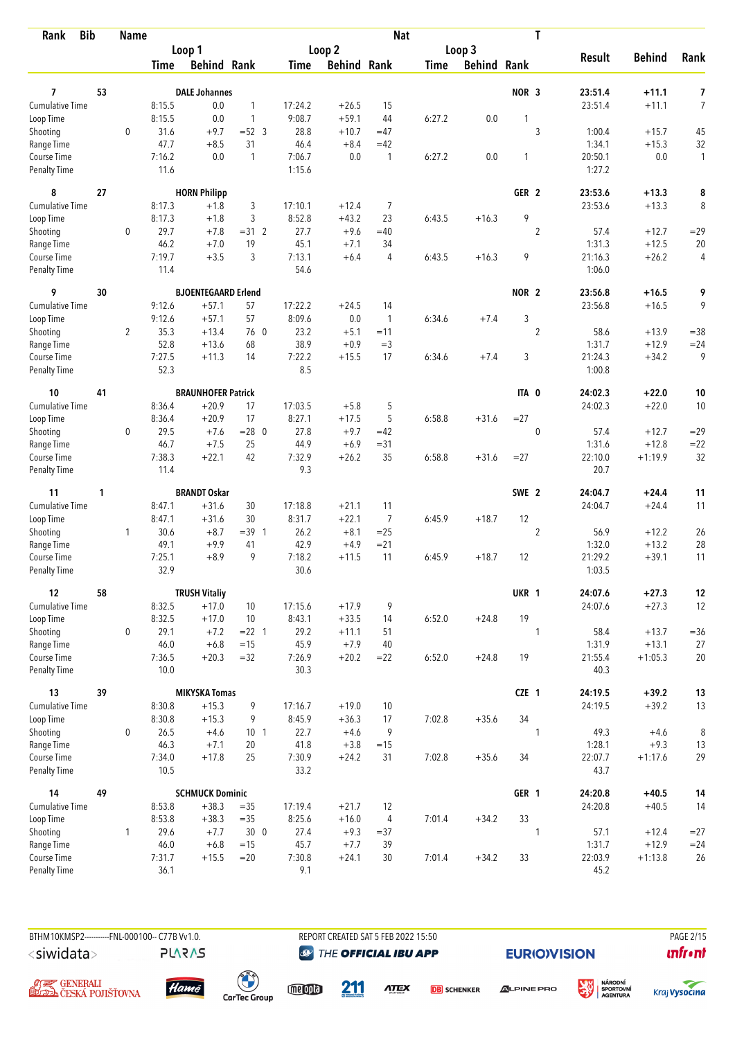| Rank | Bib | Name | | | | | | | | | Nat | T | | | |
|---|---|---|---|---|---|---|---|---|---|---|---|---|---|---|---|
| | | | Loop 1 | | | Loop 2 | | | Loop 3 | | | | Result | Behind | Rank |
| | | | Time | Behind | Rank | Time | Behind | Rank | Time | Behind | Rank | | | | |
| **7** | **53** | **DALE Johannes** | | | | | | | | | **NOR** | **3** | **23:51.4** | **+11.1** | **7** |
| Cumulative Time | | | 8:15.5 | 0.0 | 1 | 17:24.2 | +26.5 | 15 | | | | | 23:51.4 | +11.1 | 7 |
| Loop Time | | | 8:15.5 | 0.0 | 1 | 9:08.7 | +59.1 | 44 | 6:27.2 | 0.0 | 1 | | | | |
| Shooting | | 0 | 31.6 | +9.7 | =52 3 | 28.8 | +10.7 | =47 | | | | 3 | 1:00.4 | +15.7 | 45 |
| Range Time | | | 47.7 | +8.5 | 31 | 46.4 | +8.4 | =42 | | | | | 1:34.1 | +15.3 | 32 |
| Course Time | | | 7:16.2 | 0.0 | 1 | 7:06.7 | 0.0 | 1 | 6:27.2 | 0.0 | 1 | | 20:50.1 | 0.0 | 1 |
| Penalty Time | | | 11.6 | | | 1:15.6 | | | | | | | 1:27.2 | | |
| **8** | **27** | **HORN Philipp** | | | | | | | | | **GER** | **2** | **23:53.6** | **+13.3** | **8** |
| Cumulative Time | | | 8:17.3 | +1.8 | 3 | 17:10.1 | +12.4 | 7 | | | | | 23:53.6 | +13.3 | 8 |
| Loop Time | | | 8:17.3 | +1.8 | 3 | 8:52.8 | +43.2 | 23 | 6:43.5 | +16.3 | 9 | | | | |
| Shooting | | 0 | 29.7 | +7.8 | =31 2 | 27.7 | +9.6 | =40 | | | | 2 | 57.4 | +12.7 | =29 |
| Range Time | | | 46.2 | +7.0 | 19 | 45.1 | +7.1 | 34 | | | | | 1:31.3 | +12.5 | 20 |
| Course Time | | | 7:19.7 | +3.5 | 3 | 7:13.1 | +6.4 | 4 | 6:43.5 | +16.3 | 9 | | 21:16.3 | +26.2 | 4 |
| Penalty Time | | | 11.4 | | | 54.6 | | | | | | | 1:06.0 | | |
| **9** | **30** | **BJOENTEGAARD Erlend** | | | | | | | | | **NOR** | **2** | **23:56.8** | **+16.5** | **9** |
| Cumulative Time | | | 9:12.6 | +57.1 | 57 | 17:22.2 | +24.5 | 14 | | | | | 23:56.8 | +16.5 | 9 |
| Loop Time | | | 9:12.6 | +57.1 | 57 | 8:09.6 | 0.0 | 1 | 6:34.6 | +7.4 | 3 | | | | |
| Shooting | | 2 | 35.3 | +13.4 | 76 0 | 23.2 | +5.1 | =11 | | | | 2 | 58.6 | +13.9 | =38 |
| Range Time | | | 52.8 | +13.6 | 68 | 38.9 | +0.9 | =3 | | | | | 1:31.7 | +12.9 | =24 |
| Course Time | | | 7:27.5 | +11.3 | 14 | 7:22.2 | +15.5 | 17 | 6:34.6 | +7.4 | 3 | | 21:24.3 | +34.2 | 9 |
| Penalty Time | | | 52.3 | | | 8.5 | | | | | | | 1:00.8 | | |
| **10** | **41** | **BRAUNHOFER Patrick** | | | | | | | | | **ITA** | **0** | **24:02.3** | **+22.0** | **10** |
| Cumulative Time | | | 8:36.4 | +20.9 | 17 | 17:03.5 | +5.8 | 5 | | | | | 24:02.3 | +22.0 | 10 |
| Loop Time | | | 8:36.4 | +20.9 | 17 | 8:27.1 | +17.5 | 5 | 6:58.8 | +31.6 | =27 | | | | |
| Shooting | | 0 | 29.5 | +7.6 | =28 0 | 27.8 | +9.7 | =42 | | | | 0 | 57.4 | +12.7 | =29 |
| Range Time | | | 46.7 | +7.5 | 25 | 44.9 | +6.9 | =31 | | | | | 1:31.6 | +12.8 | =22 |
| Course Time | | | 7:38.3 | +22.1 | 42 | 7:32.9 | +26.2 | 35 | 6:58.8 | +31.6 | =27 | | 22:10.0 | +1:19.9 | 32 |
| Penalty Time | | | 11.4 | | | 9.3 | | | | | | | 20.7 | | |
| **11** | **1** | **BRANDT Oskar** | | | | | | | | | **SWE** | **2** | **24:04.7** | **+24.4** | **11** |
| Cumulative Time | | | 8:47.1 | +31.6 | 30 | 17:18.8 | +21.1 | 11 | | | | | 24:04.7 | +24.4 | 11 |
| Loop Time | | | 8:47.1 | +31.6 | 30 | 8:31.7 | +22.1 | 7 | 6:45.9 | +18.7 | 12 | | | | |
| Shooting | | 1 | 30.6 | +8.7 | =39 1 | 26.2 | +8.1 | =25 | | | | 2 | 56.9 | +12.2 | 26 |
| Range Time | | | 49.1 | +9.9 | 41 | 42.9 | +4.9 | =21 | | | | | 1:32.0 | +13.2 | 28 |
| Course Time | | | 7:25.1 | +8.9 | 9 | 7:18.2 | +11.5 | 11 | 6:45.9 | +18.7 | 12 | | 21:29.2 | +39.1 | 11 |
| Penalty Time | | | 32.9 | | | 30.6 | | | | | | | 1:03.5 | | |
| **12** | **58** | **TRUSH Vitaliy** | | | | | | | | | **UKR** | **1** | **24:07.6** | **+27.3** | **12** |
| Cumulative Time | | | 8:32.5 | +17.0 | 10 | 17:15.6 | +17.9 | 9 | | | | | 24:07.6 | +27.3 | 12 |
| Loop Time | | | 8:32.5 | +17.0 | 10 | 8:43.1 | +33.5 | 14 | 6:52.0 | +24.8 | 19 | | | | |
| Shooting | | 0 | 29.1 | +7.2 | =22 1 | 29.2 | +11.1 | 51 | | | | 1 | 58.4 | +13.7 | =36 |
| Range Time | | | 46.0 | +6.8 | =15 | 45.9 | +7.9 | 40 | | | | | 1:31.9 | +13.1 | 27 |
| Course Time | | | 7:36.5 | +20.3 | =32 | 7:26.9 | +20.2 | =22 | 6:52.0 | +24.8 | 19 | | 21:55.4 | +1:05.3 | 20 |
| Penalty Time | | | 10.0 | | | 30.3 | | | | | | | 40.3 | | |
| **13** | **39** | **MIKYSKA Tomas** | | | | | | | | | **CZE** | **1** | **24:19.5** | **+39.2** | **13** |
| Cumulative Time | | | 8:30.8 | +15.3 | 9 | 17:16.7 | +19.0 | 10 | | | | | 24:19.5 | +39.2 | 13 |
| Loop Time | | | 8:30.8 | +15.3 | 9 | 8:45.9 | +36.3 | 17 | 7:02.8 | +35.6 | 34 | | | | |
| Shooting | | 0 | 26.5 | +4.6 | 10 1 | 22.7 | +4.6 | 9 | | | | 1 | 49.3 | +4.6 | 8 |
| Range Time | | | 46.3 | +7.1 | 20 | 41.8 | +3.8 | =15 | | | | | 1:28.1 | +9.3 | 13 |
| Course Time | | | 7:34.0 | +17.8 | 25 | 7:30.9 | +24.2 | 31 | 7:02.8 | +35.6 | 34 | | 22:07.7 | +1:17.6 | 29 |
| Penalty Time | | | 10.5 | | | 33.2 | | | | | | | 43.7 | | |
| **14** | **49** | **SCHMUCK Dominic** | | | | | | | | | **GER** | **1** | **24:20.8** | **+40.5** | **14** |
| Cumulative Time | | | 8:53.8 | +38.3 | =35 | 17:19.4 | +21.7 | 12 | | | | | 24:20.8 | +40.5 | 14 |
| Loop Time | | | 8:53.8 | +38.3 | =35 | 8:25.6 | +16.0 | 4 | 7:01.4 | +34.2 | 33 | | | | |
| Shooting | | 1 | 29.6 | +7.7 | 30 0 | 27.4 | +9.3 | =37 | | | | 1 | 57.1 | +12.4 | =27 |
| Range Time | | | 46.0 | +6.8 | =15 | 45.7 | +7.7 | 39 | | | | | 1:31.7 | +12.9 | =24 |
| Course Time | | | 7:31.7 | +15.5 | =20 | 7:30.8 | +24.1 | 30 | 7:01.4 | +34.2 | 33 | | 22:03.9 | +1:13.8 | 26 |
| Penalty Time | | | 36.1 | | | 9.1 | | | | | | | 45.2 | | |

BTHM10KMSP2-----------FNL-000100-- C77B Vv1.0. REPORT CREATED SAT 5 FEB 2022 15:50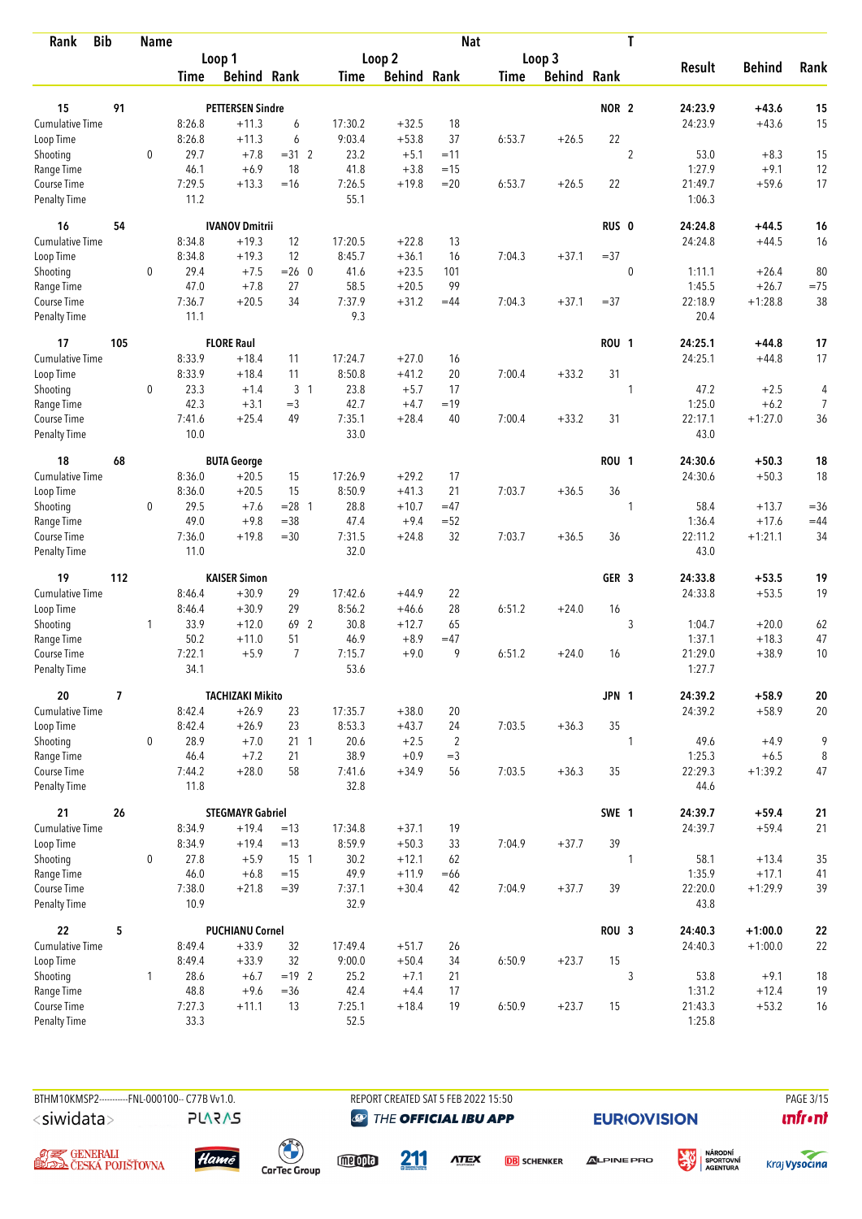| Rank | Bib | Name | Loop 1 Time | Loop 1 Behind | Loop 1 Rank | Loop 2 Time | Loop 2 Behind | Loop 2 Rank | Loop 3 Time | Loop 3 Behind | Loop 3 Rank | Nat | T | Result | Behind | Rank |
|---|---|---|---|---|---|---|---|---|---|---|---|---|---|---|---|---|
| 15 | 91 | PETTERSEN Sindre | | | | | | | | | | NOR | 2 | 24:23.9 | +43.6 | 15 |
| Cumulative Time | | | 8:26.8 | +11.3 | 6 | 17:30.2 | +32.5 | 18 | | | | | | 24:23.9 | +43.6 | 15 |
| Loop Time | | | 8:26.8 | +11.3 | 6 | 9:03.4 | +53.8 | 37 | 6:53.7 | +26.5 | 22 | | | | | |
| Shooting | | 0 | 29.7 | +7.8 | =31 2 | 23.2 | +5.1 | =11 | | | | | 2 | 53.0 | +8.3 | 15 |
| Range Time | | | 46.1 | +6.9 | 18 | 41.8 | +3.8 | =15 | | | | | | 1:27.9 | +9.1 | 12 |
| Course Time | | | 7:29.5 | +13.3 | =16 | 7:26.5 | +19.8 | =20 | 6:53.7 | +26.5 | 22 | | | 21:49.7 | +59.6 | 17 |
| Penalty Time | | | 11.2 | | | 55.1 | | | | | | | | 1:06.3 | | |
| 16 | 54 | IVANOV Dmitrii | | | | | | | | | | RUS | 0 | 24:24.8 | +44.5 | 16 |
| Cumulative Time | | | 8:34.8 | +19.3 | 12 | 17:20.5 | +22.8 | 13 | | | | | | 24:24.8 | +44.5 | 16 |
| Loop Time | | | 8:34.8 | +19.3 | 12 | 8:45.7 | +36.1 | 16 | 7:04.3 | +37.1 | =37 | | | | | |
| Shooting | | 0 | 29.4 | +7.5 | =26 0 | 41.6 | +23.5 | 101 | | | | | 0 | 1:11.1 | +26.4 | 80 |
| Range Time | | | 47.0 | +7.8 | 27 | 58.5 | +20.5 | 99 | | | | | | 1:45.5 | +26.7 | =75 |
| Course Time | | | 7:36.7 | +20.5 | 34 | 7:37.9 | +31.2 | =44 | 7:04.3 | +37.1 | =37 | | | 22:18.9 | +1:28.8 | 38 |
| Penalty Time | | | 11.1 | | | 9.3 | | | | | | | | 20.4 | | |
| 17 | 105 | FLORE Raul | | | | | | | | | | ROU | 1 | 24:25.1 | +44.8 | 17 |
| Cumulative Time | | | 8:33.9 | +18.4 | 11 | 17:24.7 | +27.0 | 16 | | | | | | 24:25.1 | +44.8 | 17 |
| Loop Time | | | 8:33.9 | +18.4 | 11 | 8:50.8 | +41.2 | 20 | 7:00.4 | +33.2 | 31 | | | | | |
| Shooting | | 0 | 23.3 | +1.4 | 3 1 | 23.8 | +5.7 | 17 | | | | | 1 | 47.2 | +2.5 | 4 |
| Range Time | | | 42.3 | +3.1 | =3 | 42.7 | +4.7 | =19 | | | | | | 1:25.0 | +6.2 | 7 |
| Course Time | | | 7:41.6 | +25.4 | 49 | 7:35.1 | +28.4 | 40 | 7:00.4 | +33.2 | 31 | | | 22:17.1 | +1:27.0 | 36 |
| Penalty Time | | | 10.0 | | | 33.0 | | | | | | | | 43.0 | | |
| 18 | 68 | BUTA George | | | | | | | | | | ROU | 1 | 24:30.6 | +50.3 | 18 |
| Cumulative Time | | | 8:36.0 | +20.5 | 15 | 17:26.9 | +29.2 | 17 | | | | | | 24:30.6 | +50.3 | 18 |
| Loop Time | | | 8:36.0 | +20.5 | 15 | 8:50.9 | +41.3 | 21 | 7:03.7 | +36.5 | 36 | | | | | |
| Shooting | | 0 | 29.5 | +7.6 | =28 1 | 28.8 | +10.7 | =47 | | | | | 1 | 58.4 | +13.7 | =36 |
| Range Time | | | 49.0 | +9.8 | =38 | 47.4 | +9.4 | =52 | | | | | | 1:36.4 | +17.6 | =44 |
| Course Time | | | 7:36.0 | +19.8 | =30 | 7:31.5 | +24.8 | 32 | 7:03.7 | +36.5 | 36 | | | 22:11.2 | +1:21.1 | 34 |
| Penalty Time | | | 11.0 | | | 32.0 | | | | | | | | 43.0 | | |
| 19 | 112 | KAISER Simon | | | | | | | | | | GER | 3 | 24:33.8 | +53.5 | 19 |
| Cumulative Time | | | 8:46.4 | +30.9 | 29 | 17:42.6 | +44.9 | 22 | | | | | | 24:33.8 | +53.5 | 19 |
| Loop Time | | | 8:46.4 | +30.9 | 29 | 8:56.2 | +46.6 | 28 | 6:51.2 | +24.0 | 16 | | | | | |
| Shooting | | 1 | 33.9 | +12.0 | 69 2 | 30.8 | +12.7 | 65 | | | | | 3 | 1:04.7 | +20.0 | 62 |
| Range Time | | | 50.2 | +11.0 | 51 | 46.9 | +8.9 | =47 | | | | | | 1:37.1 | +18.3 | 47 |
| Course Time | | | 7:22.1 | +5.9 | 7 | 7:15.7 | +9.0 | 9 | 6:51.2 | +24.0 | 16 | | | 21:29.0 | +38.9 | 10 |
| Penalty Time | | | 34.1 | | | 53.6 | | | | | | | | 1:27.7 | | |
| 20 | 7 | TACHIZAKI Mikito | | | | | | | | | | JPN | 1 | 24:39.2 | +58.9 | 20 |
| Cumulative Time | | | 8:42.4 | +26.9 | 23 | 17:35.7 | +38.0 | 20 | | | | | | 24:39.2 | +58.9 | 20 |
| Loop Time | | | 8:42.4 | +26.9 | 23 | 8:53.3 | +43.7 | 24 | 7:03.5 | +36.3 | 35 | | | | | |
| Shooting | | 0 | 28.9 | +7.0 | 21 1 | 20.6 | +2.5 | 2 | | | | | 1 | 49.6 | +4.9 | 9 |
| Range Time | | | 46.4 | +7.2 | 21 | 38.9 | +0.9 | =3 | | | | | | 1:25.3 | +6.5 | 8 |
| Course Time | | | 7:44.2 | +28.0 | 58 | 7:41.6 | +34.9 | 56 | 7:03.5 | +36.3 | 35 | | | 22:29.3 | +1:39.2 | 47 |
| Penalty Time | | | 11.8 | | | 32.8 | | | | | | | | 44.6 | | |
| 21 | 26 | STEGMAYR Gabriel | | | | | | | | | | SWE | 1 | 24:39.7 | +59.4 | 21 |
| Cumulative Time | | | 8:34.9 | +19.4 | =13 | 17:34.8 | +37.1 | 19 | | | | | | 24:39.7 | +59.4 | 21 |
| Loop Time | | | 8:34.9 | +19.4 | =13 | 8:59.9 | +50.3 | 33 | 7:04.9 | +37.7 | 39 | | | | | |
| Shooting | | 0 | 27.8 | +5.9 | 15 1 | 30.2 | +12.1 | 62 | | | | | 1 | 58.1 | +13.4 | 35 |
| Range Time | | | 46.0 | +6.8 | =15 | 49.9 | +11.9 | =66 | | | | | | 1:35.9 | +17.1 | 41 |
| Course Time | | | 7:38.0 | +21.8 | =39 | 7:37.1 | +30.4 | 42 | 7:04.9 | +37.7 | 39 | | | 22:20.0 | +1:29.9 | 39 |
| Penalty Time | | | 10.9 | | | 32.9 | | | | | | | | 43.8 | | |
| 22 | 5 | PUCHIANU Cornel | | | | | | | | | | ROU | 3 | 24:40.3 | +1:00.0 | 22 |
| Cumulative Time | | | 8:49.4 | +33.9 | 32 | 17:49.4 | +51.7 | 26 | | | | | | 24:40.3 | +1:00.0 | 22 |
| Loop Time | | | 8:49.4 | +33.9 | 32 | 9:00.0 | +50.4 | 34 | 6:50.9 | +23.7 | 15 | | | | | |
| Shooting | | 1 | 28.6 | +6.7 | =19 2 | 25.2 | +7.1 | 21 | | | | | 3 | 53.8 | +9.1 | 18 |
| Range Time | | | 48.8 | +9.6 | =36 | 42.4 | +4.4 | 17 | | | | | | 1:31.2 | +12.4 | 19 |
| Course Time | | | 7:27.3 | +11.1 | 13 | 7:25.1 | +18.4 | 19 | 6:50.9 | +23.7 | 15 | | | 21:43.3 | +53.2 | 16 |
| Penalty Time | | | 33.3 | | | 52.5 | | | | | | | | 1:25.8 | | |

BTHM10KMSP2----------FNL-000100-- C77B Vv1.0. REPORT CREATED SAT 5 FEB 2022 15:50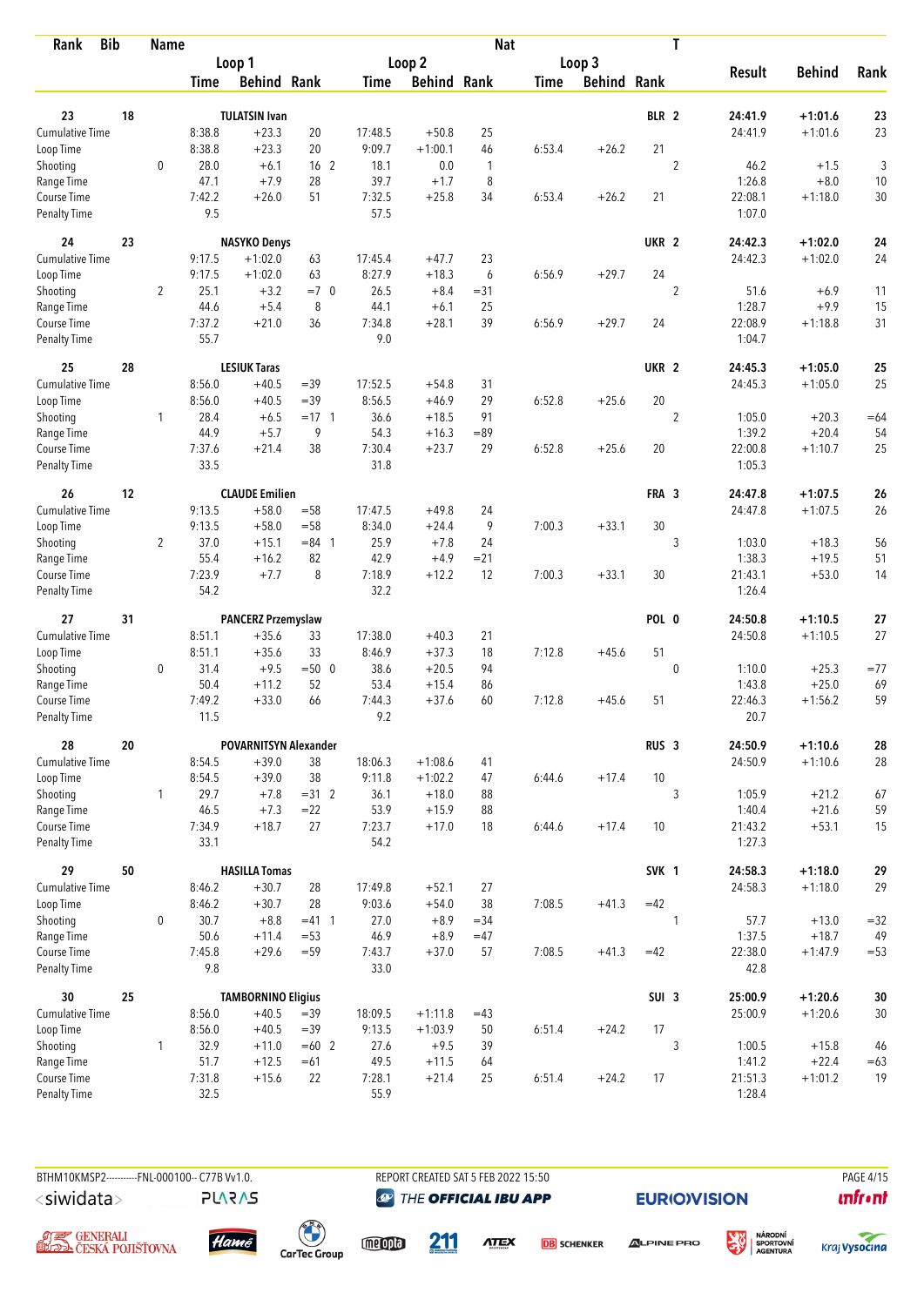| Rank | Bib | Name | | Loop 1 Time | Loop 1 Behind | Loop 1 Rank | Loop 2 Time | Loop 2 Behind | Loop 2 Rank | Loop 3 Time | Loop 3 Behind | Loop 3 Rank | Nat | T | Result | Behind | Rank |
|---|---|---|---|---|---|---|---|---|---|---|---|---|---|---|---|---|---|
| 23 | 18 | TULATSIN Ivan | | | | | | | | | | | BLR | 2 | 24:41.9 | +1:01.6 | 23 |
| Cumulative Time | | | | 8:38.8 | +23.3 | 20 | 17:48.5 | +50.8 | 25 | | | | | | 24:41.9 | +1:01.6 | 23 |
| Loop Time | | | | 8:38.8 | +23.3 | 20 | 9:09.7 | +1:00.1 | 46 | 6:53.4 | +26.2 | 21 | | | | | |
| Shooting | | | 0 | 28.0 | +6.1 | 16 2 | 18.1 | 0.0 | 1 | | | | | 2 | 46.2 | +1.5 | 3 |
| Range Time | | | | 47.1 | +7.9 | 28 | 39.7 | +1.7 | 8 | | | | | | 1:26.8 | +8.0 | 10 |
| Course Time | | | | 7:42.2 | +26.0 | 51 | 7:32.5 | +25.8 | 34 | 6:53.4 | +26.2 | 21 | | | 22:08.1 | +1:18.0 | 30 |
| Penalty Time | | | | 9.5 | | | 57.5 | | | | | | | | 1:07.0 | | |
| 24 | 23 | NASYKO Denys | | | | | | | | | | | UKR | 2 | 24:42.3 | +1:02.0 | 24 |
| Cumulative Time | | | | 9:17.5 | +1:02.0 | 63 | 17:45.4 | +47.7 | 23 | | | | | | 24:42.3 | +1:02.0 | 24 |
| Loop Time | | | | 9:17.5 | +1:02.0 | 63 | 8:27.9 | +18.3 | 6 | 6:56.9 | +29.7 | 24 | | | | | |
| Shooting | | | 2 | 25.1 | +3.2 | =7 0 | 26.5 | +8.4 | =31 | | | | | 2 | 51.6 | +6.9 | 11 |
| Range Time | | | | 44.6 | +5.4 | 8 | 44.1 | +6.1 | 25 | | | | | | 1:28.7 | +9.9 | 15 |
| Course Time | | | | 7:37.2 | +21.0 | 36 | 7:34.8 | +28.1 | 39 | 6:56.9 | +29.7 | 24 | | | 22:08.9 | +1:18.8 | 31 |
| Penalty Time | | | | 55.7 | | | 9.0 | | | | | | | | 1:04.7 | | |
| 25 | 28 | LESIUK Taras | | | | | | | | | | | UKR | 2 | 24:45.3 | +1:05.0 | 25 |
| Cumulative Time | | | | 8:56.0 | +40.5 | =39 | 17:52.5 | +54.8 | 31 | | | | | | 24:45.3 | +1:05.0 | 25 |
| Loop Time | | | | 8:56.0 | +40.5 | =39 | 8:56.5 | +46.9 | 29 | 6:52.8 | +25.6 | 20 | | | | | |
| Shooting | | | 1 | 28.4 | +6.5 | =17 1 | 36.6 | +18.5 | 91 | | | | | 2 | 1:05.0 | +20.3 | =64 |
| Range Time | | | | 44.9 | +5.7 | 9 | 54.3 | +16.3 | =89 | | | | | | 1:39.2 | +20.4 | 54 |
| Course Time | | | | 7:37.6 | +21.4 | 38 | 7:30.4 | +23.7 | 29 | 6:52.8 | +25.6 | 20 | | | 22:00.8 | +1:10.7 | 25 |
| Penalty Time | | | | 33.5 | | | 31.8 | | | | | | | | 1:05.3 | | |
| 26 | 12 | CLAUDE Emilien | | | | | | | | | | | FRA | 3 | 24:47.8 | +1:07.5 | 26 |
| Cumulative Time | | | | 9:13.5 | +58.0 | =58 | 17:47.5 | +49.8 | 24 | | | | | | 24:47.8 | +1:07.5 | 26 |
| Loop Time | | | | 9:13.5 | +58.0 | =58 | 8:34.0 | +24.4 | 9 | 7:00.3 | +33.1 | 30 | | | | | |
| Shooting | | | 2 | 37.0 | +15.1 | =84 1 | 25.9 | +7.8 | 24 | | | | | 3 | 1:03.0 | +18.3 | 56 |
| Range Time | | | | 55.4 | +16.2 | 82 | 42.9 | +4.9 | =21 | | | | | | 1:38.3 | +19.5 | 51 |
| Course Time | | | | 7:23.9 | +7.7 | 8 | 7:18.9 | +12.2 | 12 | 7:00.3 | +33.1 | 30 | | | 21:43.1 | +53.0 | 14 |
| Penalty Time | | | | 54.2 | | | 32.2 | | | | | | | | 1:26.4 | | |
| 27 | 31 | PANCERZ Przemyslaw | | | | | | | | | | | POL | 0 | 24:50.8 | +1:10.5 | 27 |
| Cumulative Time | | | | 8:51.1 | +35.6 | 33 | 17:38.0 | +40.3 | 21 | | | | | | 24:50.8 | +1:10.5 | 27 |
| Loop Time | | | | 8:51.1 | +35.6 | 33 | 8:46.9 | +37.3 | 18 | 7:12.8 | +45.6 | 51 | | | | | |
| Shooting | | | 0 | 31.4 | +9.5 | =50 0 | 38.6 | +20.5 | 94 | | | | | 0 | 1:10.0 | +25.3 | =77 |
| Range Time | | | | 50.4 | +11.2 | 52 | 53.4 | +15.4 | 86 | | | | | | 1:43.8 | +25.0 | 69 |
| Course Time | | | | 7:49.2 | +33.0 | 66 | 7:44.3 | +37.6 | 60 | 7:12.8 | +45.6 | 51 | | | 22:46.3 | +1:56.2 | 59 |
| Penalty Time | | | | 11.5 | | | 9.2 | | | | | | | | 20.7 | | |
| 28 | 20 | POVARNITSYN Alexander | | | | | | | | | | | RUS | 3 | 24:50.9 | +1:10.6 | 28 |
| Cumulative Time | | | | 8:54.5 | +39.0 | 38 | 18:06.3 | +1:08.6 | 41 | | | | | | 24:50.9 | +1:10.6 | 28 |
| Loop Time | | | | 8:54.5 | +39.0 | 38 | 9:11.8 | +1:02.2 | 47 | 6:44.6 | +17.4 | 10 | | | | | |
| Shooting | | | 1 | 29.7 | +7.8 | =31 2 | 36.1 | +18.0 | 88 | | | | | 3 | 1:05.9 | +21.2 | 67 |
| Range Time | | | | 46.5 | +7.3 | =22 | 53.9 | +15.9 | 88 | | | | | | 1:40.4 | +21.6 | 59 |
| Course Time | | | | 7:34.9 | +18.7 | 27 | 7:23.7 | +17.0 | 18 | 6:44.6 | +17.4 | 10 | | | 21:43.2 | +53.1 | 15 |
| Penalty Time | | | | 33.1 | | | 54.2 | | | | | | | | 1:27.3 | | |
| 29 | 50 | HASILLA Tomas | | | | | | | | | | | SVK | 1 | 24:58.3 | +1:18.0 | 29 |
| Cumulative Time | | | | 8:46.2 | +30.7 | 28 | 17:49.8 | +52.1 | 27 | | | | | | 24:58.3 | +1:18.0 | 29 |
| Loop Time | | | | 8:46.2 | +30.7 | 28 | 9:03.6 | +54.0 | 38 | 7:08.5 | +41.3 | =42 | | | | | |
| Shooting | | | 0 | 30.7 | +8.8 | =41 1 | 27.0 | +8.9 | =34 | | | | | 1 | 57.7 | +13.0 | =32 |
| Range Time | | | | 50.6 | +11.4 | =53 | 46.9 | +8.9 | =47 | | | | | | 1:37.5 | +18.7 | 49 |
| Course Time | | | | 7:45.8 | +29.6 | =59 | 7:43.7 | +37.0 | 57 | 7:08.5 | +41.3 | =42 | | | 22:38.0 | +1:47.9 | =53 |
| Penalty Time | | | | 9.8 | | | 33.0 | | | | | | | | 42.8 | | |
| 30 | 25 | TAMBORNINO Eligius | | | | | | | | | | | SUI | 3 | 25:00.9 | +1:20.6 | 30 |
| Cumulative Time | | | | 8:56.0 | +40.5 | =39 | 18:09.5 | +1:11.8 | =43 | | | | | | 25:00.9 | +1:20.6 | 30 |
| Loop Time | | | | 8:56.0 | +40.5 | =39 | 9:13.5 | +1:03.9 | 50 | 6:51.4 | +24.2 | 17 | | | | | |
| Shooting | | | 1 | 32.9 | +11.0 | =60 2 | 27.6 | +9.5 | 39 | | | | | 3 | 1:00.5 | +15.8 | 46 |
| Range Time | | | | 51.7 | +12.5 | =61 | 49.5 | +11.5 | 64 | | | | | | 1:41.2 | +22.4 | =63 |
| Course Time | | | | 7:31.8 | +15.6 | 22 | 7:28.1 | +21.4 | 25 | 6:51.4 | +24.2 | 17 | | | 21:51.3 | +1:01.2 | 19 |
| Penalty Time | | | | 32.5 | | | 55.9 | | | | | | | | 1:28.4 | | |

BTHM10KMSP2-----------FNL-000100-- C77B Vv1.0. REPORT CREATED SAT 5 FEB 2022 15:50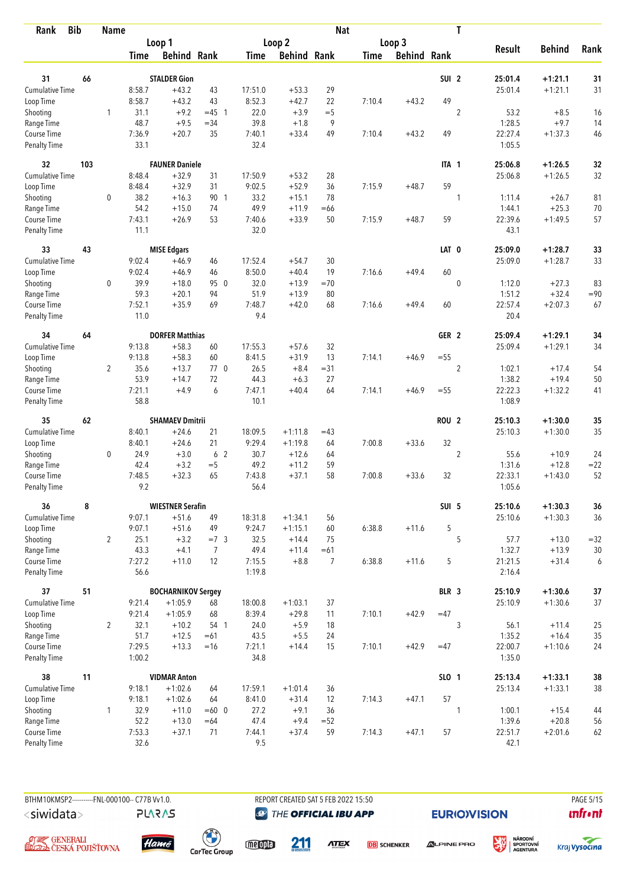| Rank | Bib | Name | | Loop 1 Time | Behind | Rank | Loop 2 Time | Behind | Rank | Loop 3 Time | Behind | Rank | Nat | T | Result | Behind | Rank |
|---|---|---|---|---|---|---|---|---|---|---|---|---|---|---|---|---|---|
| 31 | 66 | STALDER Gion | | | | | | | | | | | SUI | 2 | 25:01.4 | +1:21.1 | 31 |
| | | Cumulative Time | | 8:58.7 | +43.2 | 43 | 17:51.0 | +53.3 | 29 | | | | | | 25:01.4 | +1:21.1 | 31 |
| | | Loop Time | | 8:58.7 | +43.2 | 43 | 8:52.3 | +42.7 | 22 | 7:10.4 | +43.2 | 49 | | | | | |
| | | Shooting | 1 | 31.1 | +9.2 | =45 1 | 22.0 | +3.9 | =5 | | | | | 2 | 53.2 | +8.5 | 16 |
| | | Range Time | | 48.7 | +9.5 | =34 | 39.8 | +1.8 | 9 | | | | | | 1:28.5 | +9.7 | 14 |
| | | Course Time | | 7:36.9 | +20.7 | 35 | 7:40.1 | +33.4 | 49 | 7:10.4 | +43.2 | 49 | | | 22:27.4 | +1:37.3 | 46 |
| | | Penalty Time | | 33.1 | | | 32.4 | | | | | | | | 1:05.5 | | |
| 32 | 103 | FAUNER Daniele | | | | | | | | | | | ITA | 1 | 25:06.8 | +1:26.5 | 32 |
| | | Cumulative Time | | 8:48.4 | +32.9 | 31 | 17:50.9 | +53.2 | 28 | | | | | | 25:06.8 | +1:26.5 | 32 |
| | | Loop Time | | 8:48.4 | +32.9 | 31 | 9:02.5 | +52.9 | 36 | 7:15.9 | +48.7 | 59 | | | | | |
| | | Shooting | 0 | 38.2 | +16.3 | 90 1 | 33.2 | +15.1 | 78 | | | | | 1 | 1:11.4 | +26.7 | 81 |
| | | Range Time | | 54.2 | +15.0 | 74 | 49.9 | +11.9 | =66 | | | | | | 1:44.1 | +25.3 | 70 |
| | | Course Time | | 7:43.1 | +26.9 | 53 | 7:40.6 | +33.9 | 50 | 7:15.9 | +48.7 | 59 | | | 22:39.6 | +1:49.5 | 57 |
| | | Penalty Time | | 11.1 | | | 32.0 | | | | | | | | 43.1 | | |
| 33 | 43 | MISE Edgars | | | | | | | | | | | LAT | 0 | 25:09.0 | +1:28.7 | 33 |
| | | Cumulative Time | | 9:02.4 | +46.9 | 46 | 17:52.4 | +54.7 | 30 | | | | | | 25:09.0 | +1:28.7 | 33 |
| | | Loop Time | | 9:02.4 | +46.9 | 46 | 8:50.0 | +40.4 | 19 | 7:16.6 | +49.4 | 60 | | | | | |
| | | Shooting | 0 | 39.9 | +18.0 | 95 0 | 32.0 | +13.9 | =70 | | | | | 0 | 1:12.0 | +27.3 | 83 |
| | | Range Time | | 59.3 | +20.1 | 94 | 51.9 | +13.9 | 80 | | | | | | 1:51.2 | +32.4 | =90 |
| | | Course Time | | 7:52.1 | +35.9 | 69 | 7:48.7 | +42.0 | 68 | 7:16.6 | +49.4 | 60 | | | 22:57.4 | +2:07.3 | 67 |
| | | Penalty Time | | 11.0 | | | 9.4 | | | | | | | | 20.4 | | |
| 34 | 64 | DORFER Matthias | | | | | | | | | | | GER | 2 | 25:09.4 | +1:29.1 | 34 |
| | | Cumulative Time | | 9:13.8 | +58.3 | 60 | 17:55.3 | +57.6 | 32 | | | | | | 25:09.4 | +1:29.1 | 34 |
| | | Loop Time | | 9:13.8 | +58.3 | 60 | 8:41.5 | +31.9 | 13 | 7:14.1 | +46.9 | =55 | | | | | |
| | | Shooting | 2 | 35.6 | +13.7 | 77 0 | 26.5 | +8.4 | =31 | | | | | 2 | 1:02.1 | +17.4 | 54 |
| | | Range Time | | 53.9 | +14.7 | 72 | 44.3 | +6.3 | 27 | | | | | | 1:38.2 | +19.4 | 50 |
| | | Course Time | | 7:21.1 | +4.9 | 6 | 7:47.1 | +40.4 | 64 | 7:14.1 | +46.9 | =55 | | | 22:22.3 | +1:32.2 | 41 |
| | | Penalty Time | | 58.8 | | | 10.1 | | | | | | | | 1:08.9 | | |
| 35 | 62 | SHAMAEV Dmitrii | | | | | | | | | | | ROU | 2 | 25:10.3 | +1:30.0 | 35 |
| | | Cumulative Time | | 8:40.1 | +24.6 | 21 | 18:09.5 | +1:11.8 | =43 | | | | | | 25:10.3 | +1:30.0 | 35 |
| | | Loop Time | | 8:40.1 | +24.6 | 21 | 9:29.4 | +1:19.8 | 64 | 7:00.8 | +33.6 | 32 | | | | | |
| | | Shooting | 0 | 24.9 | +3.0 | 6 2 | 30.7 | +12.6 | 64 | | | | | 2 | 55.6 | +10.9 | 24 |
| | | Range Time | | 42.4 | +3.2 | =5 | 49.2 | +11.2 | 59 | | | | | | 1:31.6 | +12.8 | =22 |
| | | Course Time | | 7:48.5 | +32.3 | 65 | 7:43.8 | +37.1 | 58 | 7:00.8 | +33.6 | 32 | | | 22:33.1 | +1:43.0 | 52 |
| | | Penalty Time | | 9.2 | | | 56.4 | | | | | | | | 1:05.6 | | |
| 36 | 8 | WIESTNER Serafin | | | | | | | | | | | SUI | 5 | 25:10.6 | +1:30.3 | 36 |
| | | Cumulative Time | | 9:07.1 | +51.6 | 49 | 18:31.8 | +1:34.1 | 56 | | | | | | 25:10.6 | +1:30.3 | 36 |
| | | Loop Time | | 9:07.1 | +51.6 | 49 | 9:24.7 | +1:15.1 | 60 | 6:38.8 | +11.6 | 5 | | | | | |
| | | Shooting | 2 | 25.1 | +3.2 | =7 3 | 32.5 | +14.4 | 75 | | | | | 5 | 57.7 | +13.0 | =32 |
| | | Range Time | | 43.3 | +4.1 | 7 | 49.4 | +11.4 | =61 | | | | | | 1:32.7 | +13.9 | 30 |
| | | Course Time | | 7:27.2 | +11.0 | 12 | 7:15.5 | +8.8 | 7 | 6:38.8 | +11.6 | 5 | | | 21:21.5 | +31.4 | 6 |
| | | Penalty Time | | 56.6 | | | 1:19.8 | | | | | | | | 2:16.4 | | |
| 37 | 51 | BOCHARNIKOV Sergey | | | | | | | | | | | BLR | 3 | 25:10.9 | +1:30.6 | 37 |
| | | Cumulative Time | | 9:21.4 | +1:05.9 | 68 | 18:00.8 | +1:03.1 | 37 | | | | | | 25:10.9 | +1:30.6 | 37 |
| | | Loop Time | | 9:21.4 | +1:05.9 | 68 | 8:39.4 | +29.8 | 11 | 7:10.1 | +42.9 | =47 | | | | | |
| | | Shooting | 2 | 32.1 | +10.2 | 54 1 | 24.0 | +5.9 | 18 | | | | | 3 | 56.1 | +11.4 | 25 |
| | | Range Time | | 51.7 | +12.5 | =61 | 43.5 | +5.5 | 24 | | | | | | 1:35.2 | +16.4 | 35 |
| | | Course Time | | 7:29.5 | +13.3 | =16 | 7:21.1 | +14.4 | 15 | 7:10.1 | +42.9 | =47 | | | 22:00.7 | +1:10.6 | 24 |
| | | Penalty Time | | 1:00.2 | | | 34.8 | | | | | | | | 1:35.0 | | |
| 38 | 11 | VIDMAR Anton | | | | | | | | | | | SLO | 1 | 25:13.4 | +1:33.1 | 38 |
| | | Cumulative Time | | 9:18.1 | +1:02.6 | 64 | 17:59.1 | +1:01.4 | 36 | | | | | | 25:13.4 | +1:33.1 | 38 |
| | | Loop Time | | 9:18.1 | +1:02.6 | 64 | 8:41.0 | +31.4 | 12 | 7:14.3 | +47.1 | 57 | | | | | |
| | | Shooting | 1 | 32.9 | +11.0 | =60 0 | 27.2 | +9.1 | 36 | | | | | 1 | 1:00.1 | +15.4 | 44 |
| | | Range Time | | 52.2 | +13.0 | =64 | 47.4 | +9.4 | =52 | | | | | | 1:39.6 | +20.8 | 56 |
| | | Course Time | | 7:53.3 | +37.1 | 71 | 7:44.1 | +37.4 | 59 | 7:14.3 | +47.1 | 57 | | | 22:51.7 | +2:01.6 | 62 |
| | | Penalty Time | | 32.6 | | | 9.5 | | | | | | | | 42.1 | | |

BTHM10KMSP2----------FNL-000100-- C77B Vv1.0. REPORT CREATED SAT 5 FEB 2022 15:50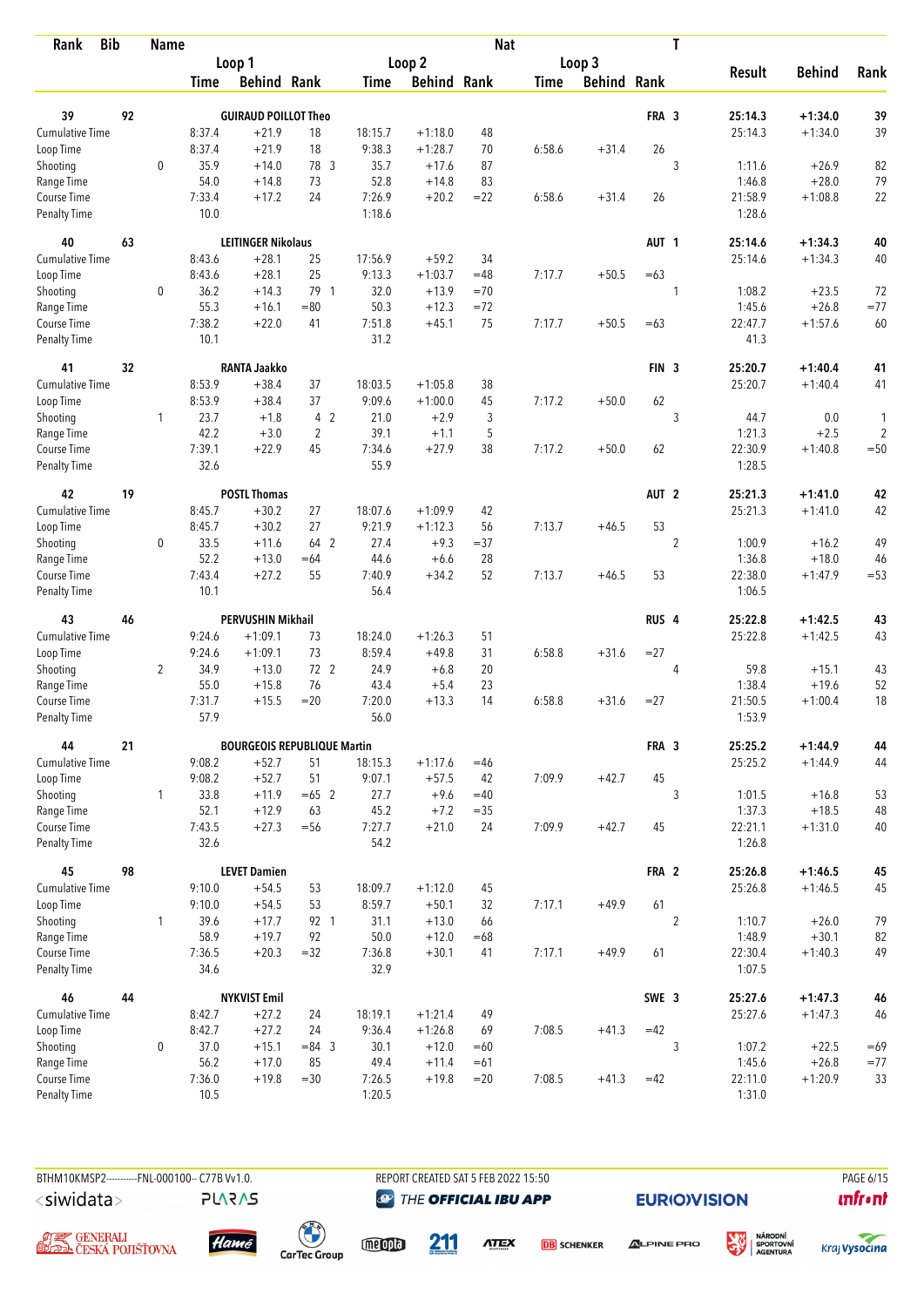| Rank | Bib | Name | | Loop 1 Time | Loop 1 Behind | Loop 1 Rank | Loop 2 Time | Loop 2 Behind | Loop 2 Rank | Loop 3 Time | Loop 3 Behind | Loop 3 Rank | Nat | T | Result | Behind | Rank |
|---|---|---|---|---|---|---|---|---|---|---|---|---|---|---|---|---|---|
| 39 | 92 | GUIRAUD POILLOT Theo | | | | | | | | | | | FRA | 3 | 25:14.3 | +1:34.0 | 39 |
| | | Cumulative Time | | 8:37.4 | +21.9 | 18 | 18:15.7 | +1:18.0 | 48 | | | | | | 25:14.3 | +1:34.0 | 39 |
| | | Loop Time | | 8:37.4 | +21.9 | 18 | 9:38.3 | +1:28.7 | 70 | 6:58.6 | +31.4 | 26 | | | | | |
| | | Shooting | 0 | 35.9 | +14.0 | 78 3 | 35.7 | +17.6 | 87 | | | | | 3 | 1:11.6 | +26.9 | 82 |
| | | Range Time | | 54.0 | +14.8 | 73 | 52.8 | +14.8 | 83 | | | | | | 1:46.8 | +28.0 | 79 |
| | | Course Time | | 7:33.4 | +17.2 | 24 | 7:26.9 | +20.2 | =22 | 6:58.6 | +31.4 | 26 | | | 21:58.9 | +1:08.8 | 22 |
| | | Penalty Time | | 10.0 | | | 1:18.6 | | | | | | | | 1:28.6 | | |
| 40 | 63 | LEITINGER Nikolaus | | | | | | | | | | | AUT | 1 | 25:14.6 | +1:34.3 | 40 |
| | | Cumulative Time | | 8:43.6 | +28.1 | 25 | 17:56.9 | +59.2 | 34 | | | | | | 25:14.6 | +1:34.3 | 40 |
| | | Loop Time | | 8:43.6 | +28.1 | 25 | 9:13.3 | +1:03.7 | =48 | 7:17.7 | +50.5 | =63 | | | | | |
| | | Shooting | 0 | 36.2 | +14.3 | 79 1 | 32.0 | +13.9 | =70 | | | | | 1 | 1:08.2 | +23.5 | 72 |
| | | Range Time | | 55.3 | +16.1 | =80 | 50.3 | +12.3 | =72 | | | | | | 1:45.6 | +26.8 | =77 |
| | | Course Time | | 7:38.2 | +22.0 | 41 | 7:51.8 | +45.1 | 75 | 7:17.7 | +50.5 | =63 | | | 22:47.7 | +1:57.6 | 60 |
| | | Penalty Time | | 10.1 | | | 31.2 | | | | | | | | 41.3 | | |
| 41 | 32 | RANTA Jaakko | | | | | | | | | | | FIN | 3 | 25:20.7 | +1:40.4 | 41 |
| | | Cumulative Time | | 8:53.9 | +38.4 | 37 | 18:03.5 | +1:05.8 | 38 | | | | | | 25:20.7 | +1:40.4 | 41 |
| | | Loop Time | | 8:53.9 | +38.4 | 37 | 9:09.6 | +1:00.0 | 45 | 7:17.2 | +50.0 | 62 | | | | | |
| | | Shooting | 1 | 23.7 | +1.8 | 4 2 | 21.0 | +2.9 | 3 | | | | | 3 | 44.7 | 0.0 | 1 |
| | | Range Time | | 42.2 | +3.0 | 2 | 39.1 | +1.1 | 5 | | | | | | 1:21.3 | +2.5 | 2 |
| | | Course Time | | 7:39.1 | +22.9 | 45 | 7:34.6 | +27.9 | 38 | 7:17.2 | +50.0 | 62 | | | 22:30.9 | +1:40.8 | =50 |
| | | Penalty Time | | 32.6 | | | 55.9 | | | | | | | | 1:28.5 | | |
| 42 | 19 | POSTL Thomas | | | | | | | | | | | AUT | 2 | 25:21.3 | +1:41.0 | 42 |
| | | Cumulative Time | | 8:45.7 | +30.2 | 27 | 18:07.6 | +1:09.9 | 42 | | | | | | 25:21.3 | +1:41.0 | 42 |
| | | Loop Time | | 8:45.7 | +30.2 | 27 | 9:21.9 | +1:12.3 | 56 | 7:13.7 | +46.5 | 53 | | | | | |
| | | Shooting | 0 | 33.5 | +11.6 | 64 2 | 27.4 | +9.3 | =37 | | | | | 2 | 1:00.9 | +16.2 | 49 |
| | | Range Time | | 52.2 | +13.0 | =64 | 44.6 | +6.6 | 28 | | | | | | 1:36.8 | +18.0 | 46 |
| | | Course Time | | 7:43.4 | +27.2 | 55 | 7:40.9 | +34.2 | 52 | 7:13.7 | +46.5 | 53 | | | 22:38.0 | +1:47.9 | =53 |
| | | Penalty Time | | 10.1 | | | 56.4 | | | | | | | | 1:06.5 | | |
| 43 | 46 | PERVUSHIN Mikhail | | | | | | | | | | | RUS | 4 | 25:22.8 | +1:42.5 | 43 |
| | | Cumulative Time | | 9:24.6 | +1:09.1 | 73 | 18:24.0 | +1:26.3 | 51 | | | | | | 25:22.8 | +1:42.5 | 43 |
| | | Loop Time | | 9:24.6 | +1:09.1 | 73 | 8:59.4 | +49.8 | 31 | 6:58.8 | +31.6 | =27 | | | | | |
| | | Shooting | 2 | 34.9 | +13.0 | 72 2 | 24.9 | +6.8 | 20 | | | | | 4 | 59.8 | +15.1 | 43 |
| | | Range Time | | 55.0 | +15.8 | 76 | 43.4 | +5.4 | 23 | | | | | | 1:38.4 | +19.6 | 52 |
| | | Course Time | | 7:31.7 | +15.5 | =20 | 7:20.0 | +13.3 | 14 | 6:58.8 | +31.6 | =27 | | | 21:50.5 | +1:00.4 | 18 |
| | | Penalty Time | | 57.9 | | | 56.0 | | | | | | | | 1:53.9 | | |
| 44 | 21 | BOURGEOIS REPUBLIQUE Martin | | | | | | | | | | | FRA | 3 | 25:25.2 | +1:44.9 | 44 |
| | | Cumulative Time | | 9:08.2 | +52.7 | 51 | 18:15.3 | +1:17.6 | =46 | | | | | | 25:25.2 | +1:44.9 | 44 |
| | | Loop Time | | 9:08.2 | +52.7 | 51 | 9:07.1 | +57.5 | 42 | 7:09.9 | +42.7 | 45 | | | | | |
| | | Shooting | 1 | 33.8 | +11.9 | =65 2 | 27.7 | +9.6 | =40 | | | | | 3 | 1:01.5 | +16.8 | 53 |
| | | Range Time | | 52.1 | +12.9 | 63 | 45.2 | +7.2 | =35 | | | | | | 1:37.3 | +18.5 | 48 |
| | | Course Time | | 7:43.5 | +27.3 | =56 | 7:27.7 | +21.0 | 24 | 7:09.9 | +42.7 | 45 | | | 22:21.1 | +1:31.0 | 40 |
| | | Penalty Time | | 32.6 | | | 54.2 | | | | | | | | 1:26.8 | | |
| 45 | 98 | LEVET Damien | | | | | | | | | | | FRA | 2 | 25:26.8 | +1:46.5 | 45 |
| | | Cumulative Time | | 9:10.0 | +54.5 | 53 | 18:09.7 | +1:12.0 | 45 | | | | | | 25:26.8 | +1:46.5 | 45 |
| | | Loop Time | | 9:10.0 | +54.5 | 53 | 8:59.7 | +50.1 | 32 | 7:17.1 | +49.9 | 61 | | | | | |
| | | Shooting | 1 | 39.6 | +17.7 | 92 1 | 31.1 | +13.0 | 66 | | | | | 2 | 1:10.7 | +26.0 | 79 |
| | | Range Time | | 58.9 | +19.7 | 92 | 50.0 | +12.0 | =68 | | | | | | 1:48.9 | +30.1 | 82 |
| | | Course Time | | 7:36.5 | +20.3 | =32 | 7:36.8 | +30.1 | 41 | 7:17.1 | +49.9 | 61 | | | 22:30.4 | +1:40.3 | 49 |
| | | Penalty Time | | 34.6 | | | 32.9 | | | | | | | | 1:07.5 | | |
| 46 | 44 | NYKVIST Emil | | | | | | | | | | | SWE | 3 | 25:27.6 | +1:47.3 | 46 |
| | | Cumulative Time | | 8:42.7 | +27.2 | 24 | 18:19.1 | +1:21.4 | 49 | | | | | | 25:27.6 | +1:47.3 | 46 |
| | | Loop Time | | 8:42.7 | +27.2 | 24 | 9:36.4 | +1:26.8 | 69 | 7:08.5 | +41.3 | =42 | | | | | |
| | | Shooting | 0 | 37.0 | +15.1 | =84 3 | 30.1 | +12.0 | =60 | | | | | 3 | 1:07.2 | +22.5 | =69 |
| | | Range Time | | 56.2 | +17.0 | 85 | 49.4 | +11.4 | =61 | | | | | | 1:45.6 | +26.8 | =77 |
| | | Course Time | | 7:36.0 | +19.8 | =30 | 7:26.5 | +19.8 | =20 | 7:08.5 | +41.3 | =42 | | | 22:11.0 | +1:20.9 | 33 |
| | | Penalty Time | | 10.5 | | | 1:20.5 | | | | | | | | 1:31.0 | | |

BTHM10KMSP2-----------FNL-000100-- C77B Vv1.0. REPORT CREATED SAT 5 FEB 2022 15:50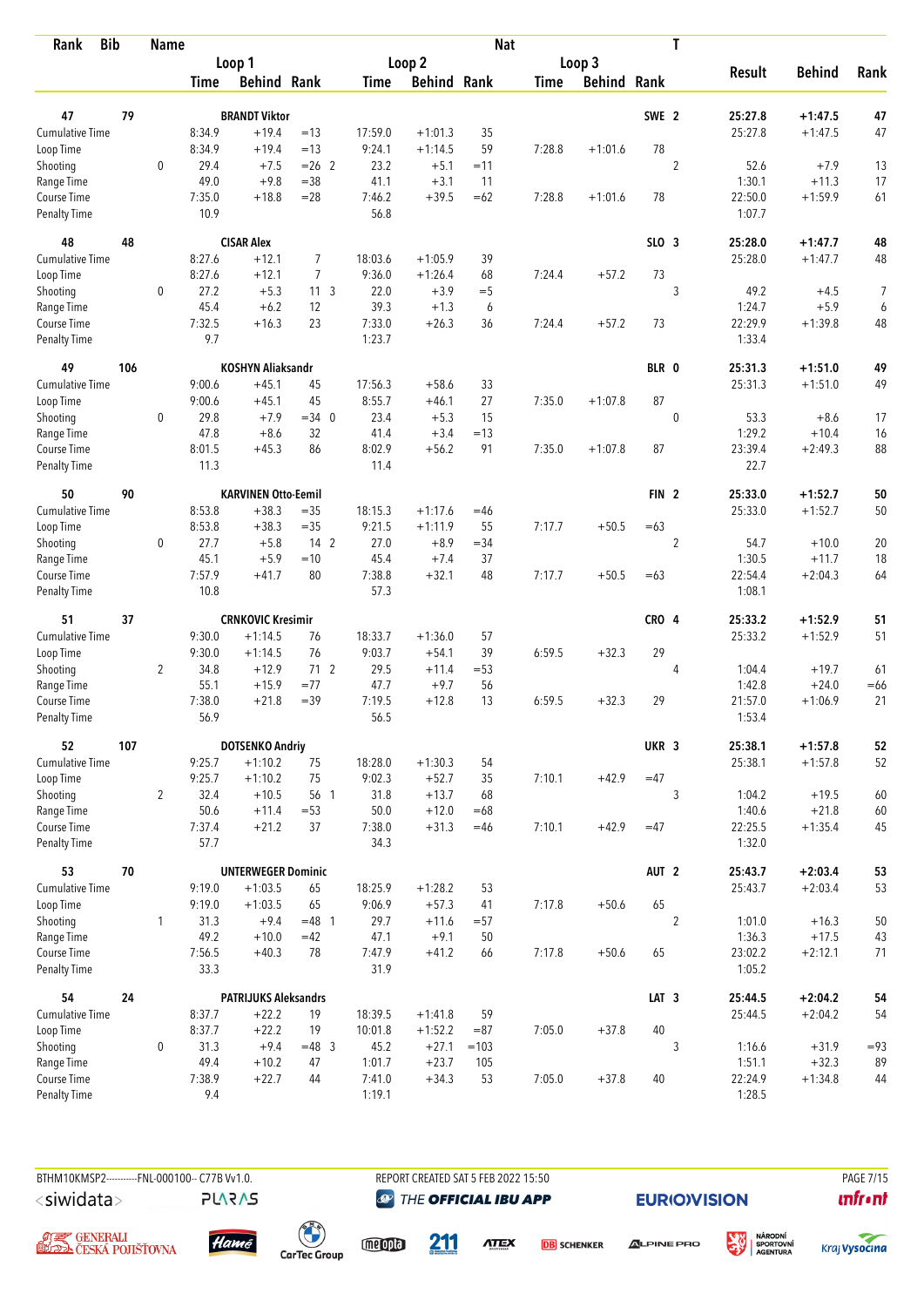| Rank | Bib | Name | Loop 1 Time | Loop 1 Behind | Loop 1 Rank | Loop 2 Time | Loop 2 Behind | Loop 2 Rank | Loop 3 Time | Loop 3 Behind | Loop 3 Rank | Nat | T | Result | Behind | Rank |
|---|---|---|---|---|---|---|---|---|---|---|---|---|---|---|---|---|
| 47 | 79 | BRANDT Viktor | | | | | | | | | | SWE | 2 | 25:27.8 | +1:47.5 | 47 |
| Cumulative Time | | | 8:34.9 | +19.4 | =13 | 17:59.0 | +1:01.3 | 35 | | | | | | 25:27.8 | +1:47.5 | 47 |
| Loop Time | | | 8:34.9 | +19.4 | =13 | 9:24.1 | +1:14.5 | 59 | 7:28.8 | +1:01.6 | 78 | | | | | |
| Shooting | | 0 | 29.4 | +7.5 | =26 2 | 23.2 | +5.1 | =11 | | | | | 2 | 52.6 | +7.9 | 13 |
| Range Time | | | 49.0 | +9.8 | =38 | 41.1 | +3.1 | 11 | | | | | | 1:30.1 | +11.3 | 17 |
| Course Time | | | 7:35.0 | +18.8 | =28 | 7:46.2 | +39.5 | =62 | 7:28.8 | +1:01.6 | 78 | | | 22:50.0 | +1:59.9 | 61 |
| Penalty Time | | | 10.9 | | | 56.8 | | | | | | | | 1:07.7 | | |
| 48 | 48 | CISAR Alex | | | | | | | | | | SLO | 3 | 25:28.0 | +1:47.7 | 48 |
| Cumulative Time | | | 8:27.6 | +12.1 | 7 | 18:03.6 | +1:05.9 | 39 | | | | | | 25:28.0 | +1:47.7 | 48 |
| Loop Time | | | 8:27.6 | +12.1 | 7 | 9:36.0 | +1:26.4 | 68 | 7:24.4 | +57.2 | 73 | | | | | |
| Shooting | | 0 | 27.2 | +5.3 | 11 3 | 22.0 | +3.9 | =5 | | | | | 3 | 49.2 | +4.5 | 7 |
| Range Time | | | 45.4 | +6.2 | 12 | 39.3 | +1.3 | 6 | | | | | | 1:24.7 | +5.9 | 6 |
| Course Time | | | 7:32.5 | +16.3 | 23 | 7:33.0 | +26.3 | 36 | 7:24.4 | +57.2 | 73 | | | 22:29.9 | +1:39.8 | 48 |
| Penalty Time | | | 9.7 | | | 1:23.7 | | | | | | | | 1:33.4 | | |
| 49 | 106 | KOSHYN Aliaksandr | | | | | | | | | | BLR | 0 | 25:31.3 | +1:51.0 | 49 |
| Cumulative Time | | | 9:00.6 | +45.1 | 45 | 17:56.3 | +58.6 | 33 | | | | | | 25:31.3 | +1:51.0 | 49 |
| Loop Time | | | 9:00.6 | +45.1 | 45 | 8:55.7 | +46.1 | 27 | 7:35.0 | +1:07.8 | 87 | | | | | |
| Shooting | | 0 | 29.8 | +7.9 | =34 0 | 23.4 | +5.3 | 15 | | | | | 0 | 53.3 | +8.6 | 17 |
| Range Time | | | 47.8 | +8.6 | 32 | 41.4 | +3.4 | =13 | | | | | | 1:29.2 | +10.4 | 16 |
| Course Time | | | 8:01.5 | +45.3 | 86 | 8:02.9 | +56.2 | 91 | 7:35.0 | +1:07.8 | 87 | | | 23:39.4 | +2:49.3 | 88 |
| Penalty Time | | | 11.3 | | | 11.4 | | | | | | | | 22.7 | | |
| 50 | 90 | KARVINEN Otto-Eemil | | | | | | | | | | FIN | 2 | 25:33.0 | +1:52.7 | 50 |
| Cumulative Time | | | 8:53.8 | +38.3 | =35 | 18:15.3 | +1:17.6 | =46 | | | | | | 25:33.0 | +1:52.7 | 50 |
| Loop Time | | | 8:53.8 | +38.3 | =35 | 9:21.5 | +1:11.9 | 55 | 7:17.7 | +50.5 | =63 | | | | | |
| Shooting | | 0 | 27.7 | +5.8 | 14 2 | 27.0 | +8.9 | =34 | | | | | 2 | 54.7 | +10.0 | 20 |
| Range Time | | | 45.1 | +5.9 | =10 | 45.4 | +7.4 | 37 | | | | | | 1:30.5 | +11.7 | 18 |
| Course Time | | | 7:57.9 | +41.7 | 80 | 7:38.8 | +32.1 | 48 | 7:17.7 | +50.5 | =63 | | | 22:54.4 | +2:04.3 | 64 |
| Penalty Time | | | 10.8 | | | 57.3 | | | | | | | | 1:08.1 | | |
| 51 | 37 | CRNKOVIC Kresimir | | | | | | | | | | CRO | 4 | 25:33.2 | +1:52.9 | 51 |
| Cumulative Time | | | 9:30.0 | +1:14.5 | 76 | 18:33.7 | +1:36.0 | 57 | | | | | | 25:33.2 | +1:52.9 | 51 |
| Loop Time | | | 9:30.0 | +1:14.5 | 76 | 9:03.7 | +54.1 | 39 | 6:59.5 | +32.3 | 29 | | | | | |
| Shooting | | 2 | 34.8 | +12.9 | 71 2 | 29.5 | +11.4 | =53 | | | | | 4 | 1:04.4 | +19.7 | 61 |
| Range Time | | | 55.1 | +15.9 | =77 | 47.7 | +9.7 | 56 | | | | | | 1:42.8 | +24.0 | =66 |
| Course Time | | | 7:38.0 | +21.8 | =39 | 7:19.5 | +12.8 | 13 | 6:59.5 | +32.3 | 29 | | | 21:57.0 | +1:06.9 | 21 |
| Penalty Time | | | 56.9 | | | 56.5 | | | | | | | | 1:53.4 | | |
| 52 | 107 | DOTSENKO Andriy | | | | | | | | | | UKR | 3 | 25:38.1 | +1:57.8 | 52 |
| Cumulative Time | | | 9:25.7 | +1:10.2 | 75 | 18:28.0 | +1:30.3 | 54 | | | | | | 25:38.1 | +1:57.8 | 52 |
| Loop Time | | | 9:25.7 | +1:10.2 | 75 | 9:02.3 | +52.7 | 35 | 7:10.1 | +42.9 | =47 | | | | | |
| Shooting | | 2 | 32.4 | +10.5 | 56 1 | 31.8 | +13.7 | 68 | | | | | 3 | 1:04.2 | +19.5 | 60 |
| Range Time | | | 50.6 | +11.4 | =53 | 50.0 | +12.0 | =68 | | | | | | 1:40.6 | +21.8 | 60 |
| Course Time | | | 7:37.4 | +21.2 | 37 | 7:38.0 | +31.3 | =46 | 7:10.1 | +42.9 | =47 | | | 22:25.5 | +1:35.4 | 45 |
| Penalty Time | | | 57.7 | | | 34.3 | | | | | | | | 1:32.0 | | |
| 53 | 70 | UNTERWEGER Dominic | | | | | | | | | | AUT | 2 | 25:43.7 | +2:03.4 | 53 |
| Cumulative Time | | | 9:19.0 | +1:03.5 | 65 | 18:25.9 | +1:28.2 | 53 | | | | | | 25:43.7 | +2:03.4 | 53 |
| Loop Time | | | 9:19.0 | +1:03.5 | 65 | 9:06.9 | +57.3 | 41 | 7:17.8 | +50.6 | 65 | | | | | |
| Shooting | | 1 | 31.3 | +9.4 | =48 1 | 29.7 | +11.6 | =57 | | | | | 2 | 1:01.0 | +16.3 | 50 |
| Range Time | | | 49.2 | +10.0 | =42 | 47.1 | +9.1 | 50 | | | | | | 1:36.3 | +17.5 | 43 |
| Course Time | | | 7:56.5 | +40.3 | 78 | 7:47.9 | +41.2 | 66 | 7:17.8 | +50.6 | 65 | | | 23:02.2 | +2:12.1 | 71 |
| Penalty Time | | | 33.3 | | | 31.9 | | | | | | | | 1:05.2 | | |
| 54 | 24 | PATRIJUKS Aleksandrs | | | | | | | | | | LAT | 3 | 25:44.5 | +2:04.2 | 54 |
| Cumulative Time | | | 8:37.7 | +22.2 | 19 | 18:39.5 | +1:41.8 | 59 | | | | | | 25:44.5 | +2:04.2 | 54 |
| Loop Time | | | 8:37.7 | +22.2 | 19 | 10:01.8 | +1:52.2 | =87 | 7:05.0 | +37.8 | 40 | | | | | |
| Shooting | | 0 | 31.3 | +9.4 | =48 3 | 45.2 | +27.1 | =103 | | | | | 3 | 1:16.6 | +31.9 | =93 |
| Range Time | | | 49.4 | +10.2 | 47 | 1:01.7 | +23.7 | 105 | | | | | | 1:51.1 | +32.3 | 89 |
| Course Time | | | 7:38.9 | +22.7 | 44 | 7:41.0 | +34.3 | 53 | 7:05.0 | +37.8 | 40 | | | 22:24.9 | +1:34.8 | 44 |
| Penalty Time | | | 9.4 | | | 1:19.1 | | | | | | | | 1:28.5 | | |

BTHM10KMSP2----------FNL-000100-- C77B Vv1.0. REPORT CREATED SAT 5 FEB 2022 15:50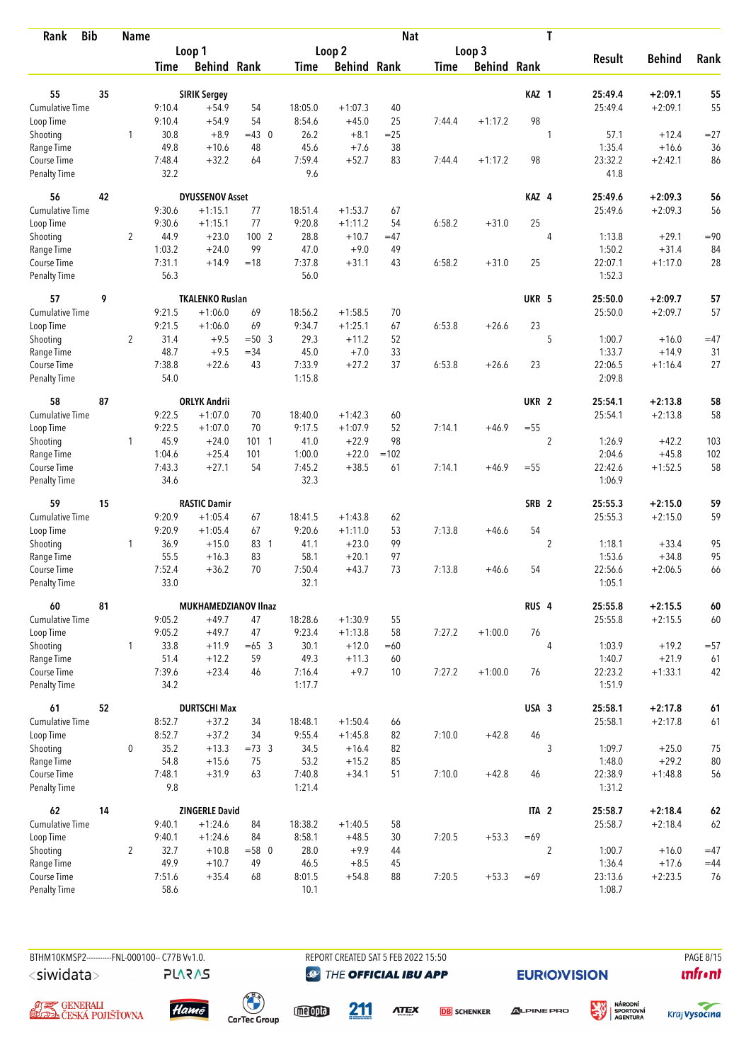| Rank | Bib | Name | | Loop 1 | | | Loop 2 | | | Loop 3 | | Nat | T | Result | Behind | Rank |
|---|---|---|---|---|---|---|---|---|---|---|---|---|---|---|---|---|
| | | | | Time | Behind | Rank | Time | Behind | Rank | Time | Behind | Rank | | | | |
| 55 | 35 | SIRIK Sergey | | | | | | | | | | KAZ | 1 | 25:49.4 | +2:09.1 | 55 |
| Cumulative Time | | | | 9:10.4 | +54.9 | 54 | 18:05.0 | +1:07.3 | 40 | | | | | 25:49.4 | +2:09.1 | 55 |
| Loop Time | | | | 9:10.4 | +54.9 | 54 | 8:54.6 | +45.0 | 25 | 7:44.4 | +1:17.2 | 98 | | | | |
| Shooting | | | 1 | 30.8 | +8.9 | =43 0 | 26.2 | +8.1 | =25 | | | | 1 | 57.1 | +12.4 | =27 |
| Range Time | | | | 49.8 | +10.6 | 48 | 45.6 | +7.6 | 38 | | | | | 1:35.4 | +16.6 | 36 |
| Course Time | | | | 7:48.4 | +32.2 | 64 | 7:59.4 | +52.7 | 83 | 7:44.4 | +1:17.2 | 98 | | 23:32.2 | +2:42.1 | 86 |
| Penalty Time | | | | 32.2 | | | 9.6 | | | | | | | 41.8 | | |
| 56 | 42 | DYUSSENOV Asset | | | | | | | | | | KAZ | 4 | 25:49.6 | +2:09.3 | 56 |
| Cumulative Time | | | | 9:30.6 | +1:15.1 | 77 | 18:51.4 | +1:53.7 | 67 | | | | | 25:49.6 | +2:09.3 | 56 |
| Loop Time | | | | 9:30.6 | +1:15.1 | 77 | 9:20.8 | +1:11.2 | 54 | 6:58.2 | +31.0 | 25 | | | | |
| Shooting | | | 2 | 44.9 | +23.0 | 100 2 | 28.8 | +10.7 | =47 | | | | 4 | 1:13.8 | +29.1 | =90 |
| Range Time | | | | 1:03.2 | +24.0 | 99 | 47.0 | +9.0 | 49 | | | | | 1:50.2 | +31.4 | 84 |
| Course Time | | | | 7:31.1 | +14.9 | =18 | 7:37.8 | +31.1 | 43 | 6:58.2 | +31.0 | 25 | | 22:07.1 | +1:17.0 | 28 |
| Penalty Time | | | | 56.3 | | | 56.0 | | | | | | | 1:52.3 | | |
| 57 | 9 | TKALENKO Ruslan | | | | | | | | | | UKR | 5 | 25:50.0 | +2:09.7 | 57 |
| Cumulative Time | | | | 9:21.5 | +1:06.0 | 69 | 18:56.2 | +1:58.5 | 70 | | | | | 25:50.0 | +2:09.7 | 57 |
| Loop Time | | | | 9:21.5 | +1:06.0 | 69 | 9:34.7 | +1:25.1 | 67 | 6:53.8 | +26.6 | 23 | | | | |
| Shooting | | | 2 | 31.4 | +9.5 | =50 3 | 29.3 | +11.2 | 52 | | | | 5 | 1:00.7 | +16.0 | =47 |
| Range Time | | | | 48.7 | +9.5 | =34 | 45.0 | +7.0 | 33 | | | | | 1:33.7 | +14.9 | 31 |
| Course Time | | | | 7:38.8 | +22.6 | 43 | 7:33.9 | +27.2 | 37 | 6:53.8 | +26.6 | 23 | | 22:06.5 | +1:16.4 | 27 |
| Penalty Time | | | | 54.0 | | | 1:15.8 | | | | | | | 2:09.8 | | |
| 58 | 87 | ORLYK Andrii | | | | | | | | | | UKR | 2 | 25:54.1 | +2:13.8 | 58 |
| Cumulative Time | | | | 9:22.5 | +1:07.0 | 70 | 18:40.0 | +1:42.3 | 60 | | | | | 25:54.1 | +2:13.8 | 58 |
| Loop Time | | | | 9:22.5 | +1:07.0 | 70 | 9:17.5 | +1:07.9 | 52 | 7:14.1 | +46.9 | =55 | | | | |
| Shooting | | | 1 | 45.9 | +24.0 | 101 1 | 41.0 | +22.9 | 98 | | | | 2 | 1:26.9 | +42.2 | 103 |
| Range Time | | | | 1:04.6 | +25.4 | 101 | 1:00.0 | +22.0 | =102 | | | | | 2:04.6 | +45.8 | 102 |
| Course Time | | | | 7:43.3 | +27.1 | 54 | 7:45.2 | +38.5 | 61 | 7:14.1 | +46.9 | =55 | | 22:42.6 | +1:52.5 | 58 |
| Penalty Time | | | | 34.6 | | | 32.3 | | | | | | | 1:06.9 | | |
| 59 | 15 | RASTIC Damir | | | | | | | | | | SRB | 2 | 25:55.3 | +2:15.0 | 59 |
| Cumulative Time | | | | 9:20.9 | +1:05.4 | 67 | 18:41.5 | +1:43.8 | 62 | | | | | 25:55.3 | +2:15.0 | 59 |
| Loop Time | | | | 9:20.9 | +1:05.4 | 67 | 9:20.6 | +1:11.0 | 53 | 7:13.8 | +46.6 | 54 | | | | |
| Shooting | | | 1 | 36.9 | +15.0 | 83 1 | 41.1 | +23.0 | 99 | | | | 2 | 1:18.1 | +33.4 | 95 |
| Range Time | | | | 55.5 | +16.3 | 83 | 58.1 | +20.1 | 97 | | | | | 1:53.6 | +34.8 | 95 |
| Course Time | | | | 7:52.4 | +36.2 | 70 | 7:50.4 | +43.7 | 73 | 7:13.8 | +46.6 | 54 | | 22:56.6 | +2:06.5 | 66 |
| Penalty Time | | | | 33.0 | | | 32.1 | | | | | | | 1:05.1 | | |
| 60 | 81 | MUKHAMEDZIANOV Ilnaz | | | | | | | | | | RUS | 4 | 25:55.8 | +2:15.5 | 60 |
| Cumulative Time | | | | 9:05.2 | +49.7 | 47 | 18:28.6 | +1:30.9 | 55 | | | | | 25:55.8 | +2:15.5 | 60 |
| Loop Time | | | | 9:05.2 | +49.7 | 47 | 9:23.4 | +1:13.8 | 58 | 7:27.2 | +1:00.0 | 76 | | | | |
| Shooting | | | 1 | 33.8 | +11.9 | =65 3 | 30.1 | +12.0 | =60 | | | | 4 | 1:03.9 | +19.2 | =57 |
| Range Time | | | | 51.4 | +12.2 | 59 | 49.3 | +11.3 | 60 | | | | | 1:40.7 | +21.9 | 61 |
| Course Time | | | | 7:39.6 | +23.4 | 46 | 7:16.4 | +9.7 | 10 | 7:27.2 | +1:00.0 | 76 | | 22:23.2 | +1:33.1 | 42 |
| Penalty Time | | | | 34.2 | | | 1:17.7 | | | | | | | 1:51.9 | | |
| 61 | 52 | DURTSCHI Max | | | | | | | | | | USA | 3 | 25:58.1 | +2:17.8 | 61 |
| Cumulative Time | | | | 8:52.7 | +37.2 | 34 | 18:48.1 | +1:50.4 | 66 | | | | | 25:58.1 | +2:17.8 | 61 |
| Loop Time | | | | 8:52.7 | +37.2 | 34 | 9:55.4 | +1:45.8 | 82 | 7:10.0 | +42.8 | 46 | | | | |
| Shooting | | | 0 | 35.2 | +13.3 | =73 3 | 34.5 | +16.4 | 82 | | | | 3 | 1:09.7 | +25.0 | 75 |
| Range Time | | | | 54.8 | +15.6 | 75 | 53.2 | +15.2 | 85 | | | | | 1:48.0 | +29.2 | 80 |
| Course Time | | | | 7:48.1 | +31.9 | 63 | 7:40.8 | +34.1 | 51 | 7:10.0 | +42.8 | 46 | | 22:38.9 | +1:48.8 | 56 |
| Penalty Time | | | | 9.8 | | | 1:21.4 | | | | | | | 1:31.2 | | |
| 62 | 14 | ZINGERLE David | | | | | | | | | | ITA | 2 | 25:58.7 | +2:18.4 | 62 |
| Cumulative Time | | | | 9:40.1 | +1:24.6 | 84 | 18:38.2 | +1:40.5 | 58 | | | | | 25:58.7 | +2:18.4 | 62 |
| Loop Time | | | | 9:40.1 | +1:24.6 | 84 | 8:58.1 | +48.5 | 30 | 7:20.5 | +53.3 | =69 | | | | |
| Shooting | | | 2 | 32.7 | +10.8 | =58 0 | 28.0 | +9.9 | 44 | | | | 2 | 1:00.7 | +16.0 | =47 |
| Range Time | | | | 49.9 | +10.7 | 49 | 46.5 | +8.5 | 45 | | | | | 1:36.4 | +17.6 | =44 |
| Course Time | | | | 7:51.6 | +35.4 | 68 | 8:01.5 | +54.8 | 88 | 7:20.5 | +53.3 | =69 | | 23:13.6 | +2:23.5 | 76 |
| Penalty Time | | | | 58.6 | | | 10.1 | | | | | | | 1:08.7 | | |

BTHM10KMSP2----------FNL-000100-- C77B Vv1.0. REPORT CREATED SAT 5 FEB 2022 15:50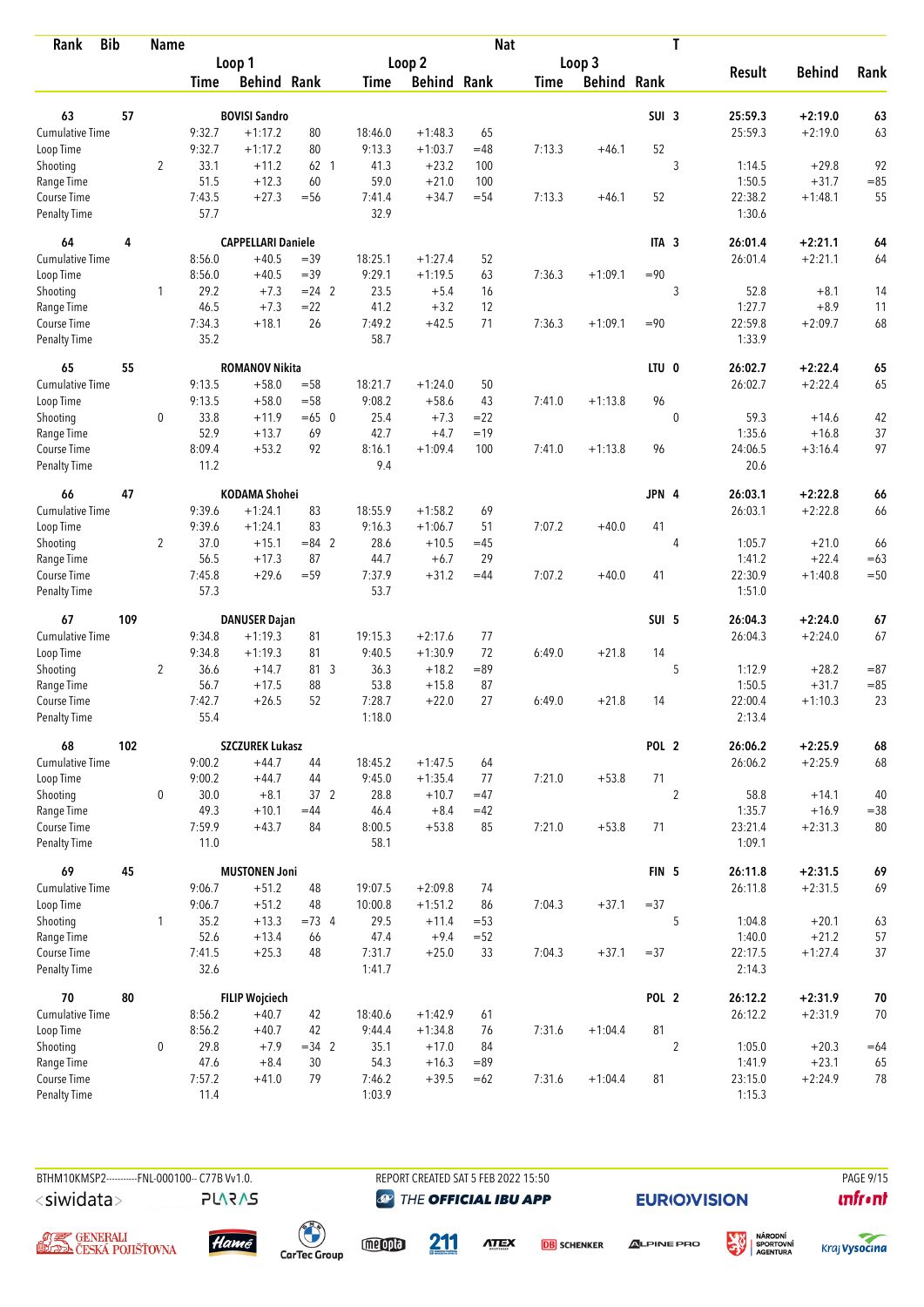| Rank | Bib | Name | | | | | | | Nat | | | T | | | |
|---|---|---|---|---|---|---|---|---|---|---|---|---|---|---|---|
| | | | Loop 1 | | | Loop 2 | | | Loop 3 | | | | | | |
| | | | Time | Behind | Rank | Time | Behind | Rank | Time | Behind | Rank | | Result | Behind | Rank |
| 63 | 57 | BOVISI Sandro | | | | | | | | | SUI | 3 | 25:59.3 | +2:19.0 | 63 |
| Cumulative Time | | | 9:32.7 | +1:17.2 | 80 | 18:46.0 | +1:48.3 | 65 | | | | | 25:59.3 | +2:19.0 | 63 |
| Loop Time | | | 9:32.7 | +1:17.2 | 80 | 9:13.3 | +1:03.7 | =48 | 7:13.3 | +46.1 | 52 | | | | |
| Shooting | | 2 | 33.1 | +11.2 | 62 1 | 41.3 | +23.2 | 100 | | | | 3 | 1:14.5 | +29.8 | 92 |
| Range Time | | | 51.5 | +12.3 | 60 | 59.0 | +21.0 | 100 | | | | | 1:50.5 | +31.7 | =85 |
| Course Time | | | 7:43.5 | +27.3 | =56 | 7:41.4 | +34.7 | =54 | 7:13.3 | +46.1 | 52 | | 22:38.2 | +1:48.1 | 55 |
| Penalty Time | | | 57.7 | | | 32.9 | | | | | | | 1:30.6 | | |
| 64 | 4 | CAPPELLARI Daniele | | | | | | | | | ITA | 3 | 26:01.4 | +2:21.1 | 64 |
| Cumulative Time | | | 8:56.0 | +40.5 | =39 | 18:25.1 | +1:27.4 | 52 | | | | | 26:01.4 | +2:21.1 | 64 |
| Loop Time | | | 8:56.0 | +40.5 | =39 | 9:29.1 | +1:19.5 | 63 | 7:36.3 | +1:09.1 | =90 | | | | |
| Shooting | | 1 | 29.2 | +7.3 | =24 2 | 23.5 | +5.4 | 16 | | | | 3 | 52.8 | +8.1 | 14 |
| Range Time | | | 46.5 | +7.3 | =22 | 41.2 | +3.2 | 12 | | | | | 1:27.7 | +8.9 | 11 |
| Course Time | | | 7:34.3 | +18.1 | 26 | 7:49.2 | +42.5 | 71 | 7:36.3 | +1:09.1 | =90 | | 22:59.8 | +2:09.7 | 68 |
| Penalty Time | | | 35.2 | | | 58.7 | | | | | | | 1:33.9 | | |
| 65 | 55 | ROMANOV Nikita | | | | | | | | | LTU | 0 | 26:02.7 | +2:22.4 | 65 |
| Cumulative Time | | | 9:13.5 | +58.0 | =58 | 18:21.7 | +1:24.0 | 50 | | | | | 26:02.7 | +2:22.4 | 65 |
| Loop Time | | | 9:13.5 | +58.0 | =58 | 9:08.2 | +58.6 | 43 | 7:41.0 | +1:13.8 | 96 | | | | |
| Shooting | | 0 | 33.8 | +11.9 | =65 0 | 25.4 | +7.3 | =22 | | | | 0 | 59.3 | +14.6 | 42 |
| Range Time | | | 52.9 | +13.7 | 69 | 42.7 | +4.7 | =19 | | | | | 1:35.6 | +16.8 | 37 |
| Course Time | | | 8:09.4 | +53.2 | 92 | 8:16.1 | +1:09.4 | 100 | 7:41.0 | +1:13.8 | 96 | | 24:06.5 | +3:16.4 | 97 |
| Penalty Time | | | 11.2 | | | 9.4 | | | | | | | 20.6 | | |
| 66 | 47 | KODAMA Shohei | | | | | | | | | JPN | 4 | 26:03.1 | +2:22.8 | 66 |
| Cumulative Time | | | 9:39.6 | +1:24.1 | 83 | 18:55.9 | +1:58.2 | 69 | | | | | 26:03.1 | +2:22.8 | 66 |
| Loop Time | | | 9:39.6 | +1:24.1 | 83 | 9:16.3 | +1:06.7 | 51 | 7:07.2 | +40.0 | 41 | | | | |
| Shooting | | 2 | 37.0 | +15.1 | =84 2 | 28.6 | +10.5 | =45 | | | | 4 | 1:05.7 | +21.0 | 66 |
| Range Time | | | 56.5 | +17.3 | 87 | 44.7 | +6.7 | 29 | | | | | 1:41.2 | +22.4 | =63 |
| Course Time | | | 7:45.8 | +29.6 | =59 | 7:37.9 | +31.2 | =44 | 7:07.2 | +40.0 | 41 | | 22:30.9 | +1:40.8 | =50 |
| Penalty Time | | | 57.3 | | | 53.7 | | | | | | | 1:51.0 | | |
| 67 | 109 | DANUSER Dajan | | | | | | | | | SUI | 5 | 26:04.3 | +2:24.0 | 67 |
| Cumulative Time | | | 9:34.8 | +1:19.3 | 81 | 19:15.3 | +2:17.6 | 77 | | | | | 26:04.3 | +2:24.0 | 67 |
| Loop Time | | | 9:34.8 | +1:19.3 | 81 | 9:40.5 | +1:30.9 | 72 | 6:49.0 | +21.8 | 14 | | | | |
| Shooting | | 2 | 36.6 | +14.7 | 81 3 | 36.3 | +18.2 | =89 | | | | 5 | 1:12.9 | +28.2 | =87 |
| Range Time | | | 56.7 | +17.5 | 88 | 53.8 | +15.8 | 87 | | | | | 1:50.5 | +31.7 | =85 |
| Course Time | | | 7:42.7 | +26.5 | 52 | 7:28.7 | +22.0 | 27 | 6:49.0 | +21.8 | 14 | | 22:00.4 | +1:10.3 | 23 |
| Penalty Time | | | 55.4 | | | 1:18.0 | | | | | | | 2:13.4 | | |
| 68 | 102 | SZCZUREK Lukasz | | | | | | | | | POL | 2 | 26:06.2 | +2:25.9 | 68 |
| Cumulative Time | | | 9:00.2 | +44.7 | 44 | 18:45.2 | +1:47.5 | 64 | | | | | 26:06.2 | +2:25.9 | 68 |
| Loop Time | | | 9:00.2 | +44.7 | 44 | 9:45.0 | +1:35.4 | 77 | 7:21.0 | +53.8 | 71 | | | | |
| Shooting | | 0 | 30.0 | +8.1 | 37 2 | 28.8 | +10.7 | =47 | | | | 2 | 58.8 | +14.1 | 40 |
| Range Time | | | 49.3 | +10.1 | =44 | 46.4 | +8.4 | =42 | | | | | 1:35.7 | +16.9 | =38 |
| Course Time | | | 7:59.9 | +43.7 | 84 | 8:00.5 | +53.8 | 85 | 7:21.0 | +53.8 | 71 | | 23:21.4 | +2:31.3 | 80 |
| Penalty Time | | | 11.0 | | | 58.1 | | | | | | | 1:09.1 | | |
| 69 | 45 | MUSTONEN Joni | | | | | | | | | FIN | 5 | 26:11.8 | +2:31.5 | 69 |
| Cumulative Time | | | 9:06.7 | +51.2 | 48 | 19:07.5 | +2:09.8 | 74 | | | | | 26:11.8 | +2:31.5 | 69 |
| Loop Time | | | 9:06.7 | +51.2 | 48 | 10:00.8 | +1:51.2 | 86 | 7:04.3 | +37.1 | =37 | | | | |
| Shooting | | 1 | 35.2 | +13.3 | =73 4 | 29.5 | +11.4 | =53 | | | | 5 | 1:04.8 | +20.1 | 63 |
| Range Time | | | 52.6 | +13.4 | 66 | 47.4 | +9.4 | =52 | | | | | 1:40.0 | +21.2 | 57 |
| Course Time | | | 7:41.5 | +25.3 | 48 | 7:31.7 | +25.0 | 33 | 7:04.3 | +37.1 | =37 | | 22:17.5 | +1:27.4 | 37 |
| Penalty Time | | | 32.6 | | | 1:41.7 | | | | | | | 2:14.3 | | |
| 70 | 80 | FILIP Wojciech | | | | | | | | | POL | 2 | 26:12.2 | +2:31.9 | 70 |
| Cumulative Time | | | 8:56.2 | +40.7 | 42 | 18:40.6 | +1:42.9 | 61 | | | | | 26:12.2 | +2:31.9 | 70 |
| Loop Time | | | 8:56.2 | +40.7 | 42 | 9:44.4 | +1:34.8 | 76 | 7:31.6 | +1:04.4 | 81 | | | | |
| Shooting | | 0 | 29.8 | +7.9 | =34 2 | 35.1 | +17.0 | 84 | | | | 2 | 1:05.0 | +20.3 | =64 |
| Range Time | | | 47.6 | +8.4 | 30 | 54.3 | +16.3 | =89 | | | | | 1:41.9 | +23.1 | 65 |
| Course Time | | | 7:57.2 | +41.0 | 79 | 7:46.2 | +39.5 | =62 | 7:31.6 | +1:04.4 | 81 | | 23:15.0 | +2:24.9 | 78 |
| Penalty Time | | | 11.4 | | | 1:03.9 | | | | | | | 1:15.3 | | |

BTHM10KMSP2----------FNL-000100-- C77B Vv1.0. REPORT CREATED SAT 5 FEB 2022 15:50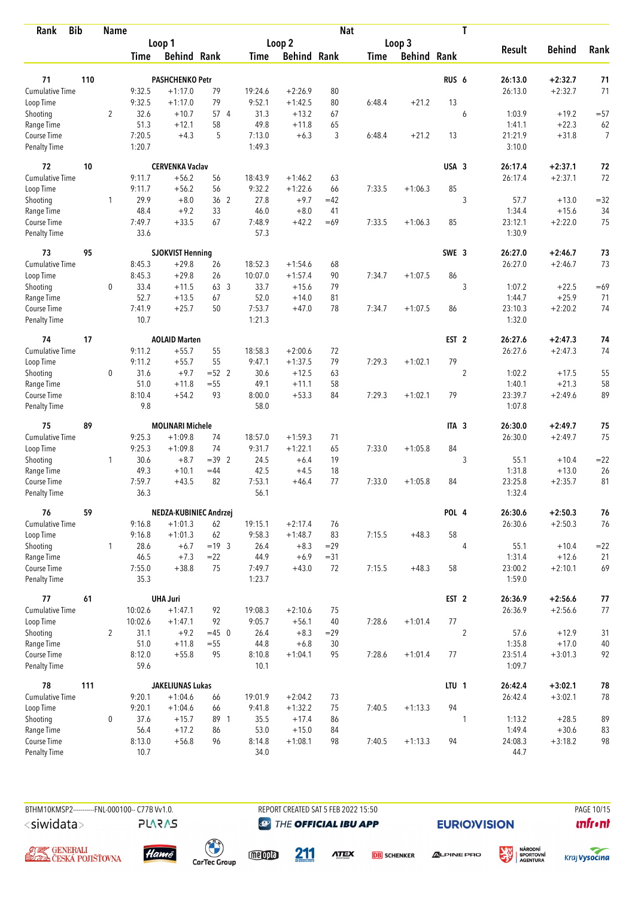| Rank | Bib | Name | | | | | | | | | Nat | | T | | | |
|---|---|---|---|---|---|---|---|---|---|---|---|---|---|---|---|---|
| | | | Loop 1 | | | Loop 2 | | | Loop 3 | | | | | Result | Behind | Rank |
| | | | Time | Behind | Rank | Time | Behind | Rank | Time | Behind | Rank | | | | | |
| 71 | 110 | PASHCHENKO Petr | | | | | | | | | RUS | 6 | | 26:13.0 | +2:32.7 | 71 |
| Cumulative Time | | | 9:32.5 | +1:17.0 | 79 | 19:24.6 | +2:26.9 | 80 | | | | | | 26:13.0 | +2:32.7 | 71 |
| Loop Time | | | 9:32.5 | +1:17.0 | 79 | 9:52.1 | +1:42.5 | 80 | 6:48.4 | +21.2 | 13 | | | | | |
| Shooting | | 2 | 32.6 | +10.7 | 57 4 | 31.3 | +13.2 | 67 | | | | 6 | | 1:03.9 | +19.2 | =57 |
| Range Time | | | 51.3 | +12.1 | 58 | 49.8 | +11.8 | 65 | | | | | | 1:41.1 | +22.3 | 62 |
| Course Time | | | 7:20.5 | +4.3 | 5 | 7:13.0 | +6.3 | 3 | 6:48.4 | +21.2 | 13 | | | 21:21.9 | +31.8 | 7 |
| Penalty Time | | | 1:20.7 | | | 1:49.3 | | | | | | | | 3:10.0 | | |
| 72 | 10 | CERVENKA Vaclav | | | | | | | | | USA | 3 | | 26:17.4 | +2:37.1 | 72 |
| Cumulative Time | | | 9:11.7 | +56.2 | 56 | 18:43.9 | +1:46.2 | 63 | | | | | | 26:17.4 | +2:37.1 | 72 |
| Loop Time | | | 9:11.7 | +56.2 | 56 | 9:32.2 | +1:22.6 | 66 | 7:33.5 | +1:06.3 | 85 | | | | | |
| Shooting | | 1 | 29.9 | +8.0 | 36 2 | 27.8 | +9.7 | =42 | | | | 3 | | 57.7 | +13.0 | =32 |
| Range Time | | | 48.4 | +9.2 | 33 | 46.0 | +8.0 | 41 | | | | | | 1:34.4 | +15.6 | 34 |
| Course Time | | | 7:49.7 | +33.5 | 67 | 7:48.9 | +42.2 | =69 | 7:33.5 | +1:06.3 | 85 | | | 23:12.1 | +2:22.0 | 75 |
| Penalty Time | | | 33.6 | | | 57.3 | | | | | | | | 1:30.9 | | |
| 73 | 95 | SJOKVIST Henning | | | | | | | | | SWE | 3 | | 26:27.0 | +2:46.7 | 73 |
| Cumulative Time | | | 8:45.3 | +29.8 | 26 | 18:52.3 | +1:54.6 | 68 | | | | | | 26:27.0 | +2:46.7 | 73 |
| Loop Time | | | 8:45.3 | +29.8 | 26 | 10:07.0 | +1:57.4 | 90 | 7:34.7 | +1:07.5 | 86 | | | | | |
| Shooting | | 0 | 33.4 | +11.5 | 63 3 | 33.7 | +15.6 | 79 | | | | 3 | | 1:07.2 | +22.5 | =69 |
| Range Time | | | 52.7 | +13.5 | 67 | 52.0 | +14.0 | 81 | | | | | | 1:44.7 | +25.9 | 71 |
| Course Time | | | 7:41.9 | +25.7 | 50 | 7:53.7 | +47.0 | 78 | 7:34.7 | +1:07.5 | 86 | | | 23:10.3 | +2:20.2 | 74 |
| Penalty Time | | | 10.7 | | | 1:21.3 | | | | | | | | 1:32.0 | | |
| 74 | 17 | AOLAID Marten | | | | | | | | | EST | 2 | | 26:27.6 | +2:47.3 | 74 |
| Cumulative Time | | | 9:11.2 | +55.7 | 55 | 18:58.3 | +2:00.6 | 72 | | | | | | 26:27.6 | +2:47.3 | 74 |
| Loop Time | | | 9:11.2 | +55.7 | 55 | 9:47.1 | +1:37.5 | 79 | 7:29.3 | +1:02.1 | 79 | | | | | |
| Shooting | | 0 | 31.6 | +9.7 | =52 2 | 30.6 | +12.5 | 63 | | | | 2 | | 1:02.2 | +17.5 | 55 |
| Range Time | | | 51.0 | +11.8 | =55 | 49.1 | +11.1 | 58 | | | | | | 1:40.1 | +21.3 | 58 |
| Course Time | | | 8:10.4 | +54.2 | 93 | 8:00.0 | +53.3 | 84 | 7:29.3 | +1:02.1 | 79 | | | 23:39.7 | +2:49.6 | 89 |
| Penalty Time | | | 9.8 | | | 58.0 | | | | | | | | 1:07.8 | | |
| 75 | 89 | MOLINARI Michele | | | | | | | | | ITA | 3 | | 26:30.0 | +2:49.7 | 75 |
| Cumulative Time | | | 9:25.3 | +1:09.8 | 74 | 18:57.0 | +1:59.3 | 71 | | | | | | 26:30.0 | +2:49.7 | 75 |
| Loop Time | | | 9:25.3 | +1:09.8 | 74 | 9:31.7 | +1:22.1 | 65 | 7:33.0 | +1:05.8 | 84 | | | | | |
| Shooting | | 1 | 30.6 | +8.7 | =39 2 | 24.5 | +6.4 | 19 | | | | 3 | | 55.1 | +10.4 | =22 |
| Range Time | | | 49.3 | +10.1 | =44 | 42.5 | +4.5 | 18 | | | | | | 1:31.8 | +13.0 | 26 |
| Course Time | | | 7:59.7 | +43.5 | 82 | 7:53.1 | +46.4 | 77 | 7:33.0 | +1:05.8 | 84 | | | 23:25.8 | +2:35.7 | 81 |
| Penalty Time | | | 36.3 | | | 56.1 | | | | | | | | 1:32.4 | | |
| 76 | 59 | NEDZA-KUBINIEC Andrzej | | | | | | | | | POL | 4 | | 26:30.6 | +2:50.3 | 76 |
| Cumulative Time | | | 9:16.8 | +1:01.3 | 62 | 19:15.1 | +2:17.4 | 76 | | | | | | 26:30.6 | +2:50.3 | 76 |
| Loop Time | | | 9:16.8 | +1:01.3 | 62 | 9:58.3 | +1:48.7 | 83 | 7:15.5 | +48.3 | 58 | | | | | |
| Shooting | | 1 | 28.6 | +6.7 | =19 3 | 26.4 | +8.3 | =29 | | | | 4 | | 55.1 | +10.4 | =22 |
| Range Time | | | 46.5 | +7.3 | =22 | 44.9 | +6.9 | =31 | | | | | | 1:31.4 | +12.6 | 21 |
| Course Time | | | 7:55.0 | +38.8 | 75 | 7:49.7 | +43.0 | 72 | 7:15.5 | +48.3 | 58 | | | 23:00.2 | +2:10.1 | 69 |
| Penalty Time | | | 35.3 | | | 1:23.7 | | | | | | | | 1:59.0 | | |
| 77 | 61 | UHA Juri | | | | | | | | | EST | 2 | | 26:36.9 | +2:56.6 | 77 |
| Cumulative Time | | | 10:02.6 | +1:47.1 | 92 | 19:08.3 | +2:10.6 | 75 | | | | | | 26:36.9 | +2:56.6 | 77 |
| Loop Time | | | 10:02.6 | +1:47.1 | 92 | 9:05.7 | +56.1 | 40 | 7:28.6 | +1:01.4 | 77 | | | | | |
| Shooting | | 2 | 31.1 | +9.2 | =45 0 | 26.4 | +8.3 | =29 | | | | 2 | | 57.6 | +12.9 | 31 |
| Range Time | | | 51.0 | +11.8 | =55 | 44.8 | +6.8 | 30 | | | | | | 1:35.8 | +17.0 | 40 |
| Course Time | | | 8:12.0 | +55.8 | 95 | 8:10.8 | +1:04.1 | 95 | 7:28.6 | +1:01.4 | 77 | | | 23:51.4 | +3:01.3 | 92 |
| Penalty Time | | | 59.6 | | | 10.1 | | | | | | | | 1:09.7 | | |
| 78 | 111 | JAKELIUNAS Lukas | | | | | | | | | LTU | 1 | | 26:42.4 | +3:02.1 | 78 |
| Cumulative Time | | | 9:20.1 | +1:04.6 | 66 | 19:01.9 | +2:04.2 | 73 | | | | | | 26:42.4 | +3:02.1 | 78 |
| Loop Time | | | 9:20.1 | +1:04.6 | 66 | 9:41.8 | +1:32.2 | 75 | 7:40.5 | +1:13.3 | 94 | | | | | |
| Shooting | | 0 | 37.6 | +15.7 | 89 1 | 35.5 | +17.4 | 86 | | | | 1 | | 1:13.2 | +28.5 | 89 |
| Range Time | | | 56.4 | +17.2 | 86 | 53.0 | +15.0 | 84 | | | | | | 1:49.4 | +30.6 | 83 |
| Course Time | | | 8:13.0 | +56.8 | 96 | 8:14.8 | +1:08.1 | 98 | 7:40.5 | +1:13.3 | 94 | | | 24:08.3 | +3:18.2 | 98 |
| Penalty Time | | | 10.7 | | | 34.0 | | | | | | | | 44.7 | | |

BTHM10KMSP2-----------FNL-000100-- C77B Vv1.0. REPORT CREATED SAT 5 FEB 2022 15:50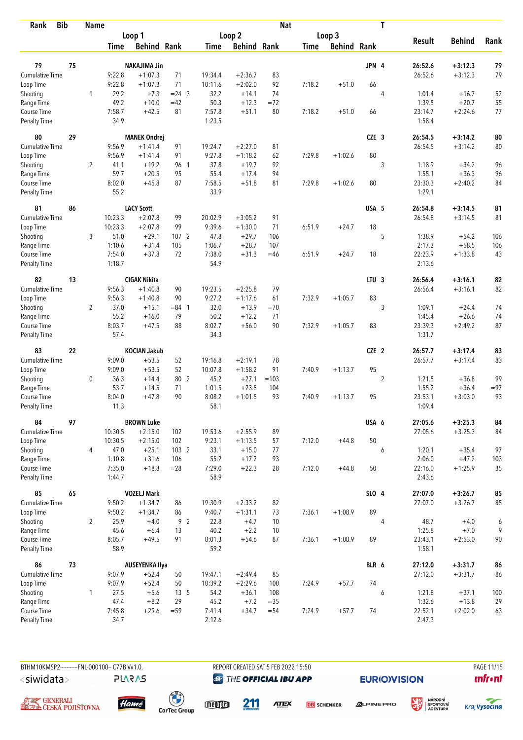| Rank | Bib | Name | | Loop 1 Time | Loop 1 Behind | Loop 1 Rank | Loop 2 Time | Loop 2 Behind | Loop 2 Rank | Loop 3 Time | Loop 3 Behind | Loop 3 Rank | Nat | T | Result | Behind | Rank |
|---|---|---|---|---|---|---|---|---|---|---|---|---|---|---|---|---|---|
| 79 | 75 | NAKAJIMA Jin | | | | | | | | | | | JPN | 4 | 26:52.6 | +3:12.3 | 79 |
| Cumulative Time | | | | 9:22.8 | +1:07.3 | 71 | 19:34.4 | +2:36.7 | 83 | | | | | | 26:52.6 | +3:12.3 | 79 |
| Loop Time | | | | 9:22.8 | +1:07.3 | 71 | 10:11.6 | +2:02.0 | 92 | 7:18.2 | +51.0 | 66 | | | | | |
| Shooting | | | 1 | 29.2 | +7.3 | =24 3 | 32.2 | +14.1 | 74 | | | | | 4 | 1:01.4 | +16.7 | 52 |
| Range Time | | | | 49.2 | +10.0 | =42 | 50.3 | +12.3 | =72 | | | | | | 1:39.5 | +20.7 | 55 |
| Course Time | | | | 7:58.7 | +42.5 | 81 | 7:57.8 | +51.1 | 80 | 7:18.2 | +51.0 | 66 | | | 23:14.7 | +2:24.6 | 77 |
| Penalty Time | | | | 34.9 | | | 1:23.5 | | | | | | | | 1:58.4 | | |
| 80 | 29 | MANEK Ondrej | | | | | | | | | | | CZE | 3 | 26:54.5 | +3:14.2 | 80 |
| Cumulative Time | | | | 9:56.9 | +1:41.4 | 91 | 19:24.7 | +2:27.0 | 81 | | | | | | 26:54.5 | +3:14.2 | 80 |
| Loop Time | | | | 9:56.9 | +1:41.4 | 91 | 9:27.8 | +1:18.2 | 62 | 7:29.8 | +1:02.6 | 80 | | | | | |
| Shooting | | | 2 | 41.1 | +19.2 | 96 1 | 37.8 | +19.7 | 92 | | | | | 3 | 1:18.9 | +34.2 | 96 |
| Range Time | | | | 59.7 | +20.5 | 95 | 55.4 | +17.4 | 94 | | | | | | 1:55.1 | +36.3 | 96 |
| Course Time | | | | 8:02.0 | +45.8 | 87 | 7:58.5 | +51.8 | 81 | 7:29.8 | +1:02.6 | 80 | | | 23:30.3 | +2:40.2 | 84 |
| Penalty Time | | | | 55.2 | | | 33.9 | | | | | | | | 1:29.1 | | |
| 81 | 86 | LACY Scott | | | | | | | | | | | USA | 5 | 26:54.8 | +3:14.5 | 81 |
| Cumulative Time | | | | 10:23.3 | +2:07.8 | 99 | 20:02.9 | +3:05.2 | 91 | | | | | | 26:54.8 | +3:14.5 | 81 |
| Loop Time | | | | 10:23.3 | +2:07.8 | 99 | 9:39.6 | +1:30.0 | 71 | 6:51.9 | +24.7 | 18 | | | | | |
| Shooting | | | 3 | 51.0 | +29.1 | 107 2 | 47.8 | +29.7 | 106 | | | | | 5 | 1:38.9 | +54.2 | 106 |
| Range Time | | | | 1:10.6 | +31.4 | 105 | 1:06.7 | +28.7 | 107 | | | | | | 2:17.3 | +58.5 | 106 |
| Course Time | | | | 7:54.0 | +37.8 | 72 | 7:38.0 | +31.3 | =46 | 6:51.9 | +24.7 | 18 | | | 22:23.9 | +1:33.8 | 43 |
| Penalty Time | | | | 1:18.7 | | | 54.9 | | | | | | | | 2:13.6 | | |
| 82 | 13 | CIGAK Nikita | | | | | | | | | | | LTU | 3 | 26:56.4 | +3:16.1 | 82 |
| Cumulative Time | | | | 9:56.3 | +1:40.8 | 90 | 19:23.5 | +2:25.8 | 79 | | | | | | 26:56.4 | +3:16.1 | 82 |
| Loop Time | | | | 9:56.3 | +1:40.8 | 90 | 9:27.2 | +1:17.6 | 61 | 7:32.9 | +1:05.7 | 83 | | | | | |
| Shooting | | | 2 | 37.0 | +15.1 | =84 1 | 32.0 | +13.9 | =70 | | | | | 3 | 1:09.1 | +24.4 | 74 |
| Range Time | | | | 55.2 | +16.0 | 79 | 50.2 | +12.2 | 71 | | | | | | 1:45.4 | +26.6 | 74 |
| Course Time | | | | 8:03.7 | +47.5 | 88 | 8:02.7 | +56.0 | 90 | 7:32.9 | +1:05.7 | 83 | | | 23:39.3 | +2:49.2 | 87 |
| Penalty Time | | | | 57.4 | | | 34.3 | | | | | | | | 1:31.7 | | |
| 83 | 22 | KOCIAN Jakub | | | | | | | | | | | CZE | 2 | 26:57.7 | +3:17.4 | 83 |
| Cumulative Time | | | | 9:09.0 | +53.5 | 52 | 19:16.8 | +2:19.1 | 78 | | | | | | 26:57.7 | +3:17.4 | 83 |
| Loop Time | | | | 9:09.0 | +53.5 | 52 | 10:07.8 | +1:58.2 | 91 | 7:40.9 | +1:13.7 | 95 | | | | | |
| Shooting | | | 0 | 36.3 | +14.4 | 80 2 | 45.2 | +27.1 | =103 | | | | | 2 | 1:21.5 | +36.8 | 99 |
| Range Time | | | | 53.7 | +14.5 | 71 | 1:01.5 | +23.5 | 104 | | | | | | 1:55.2 | +36.4 | =97 |
| Course Time | | | | 8:04.0 | +47.8 | 90 | 8:08.2 | +1:01.5 | 93 | 7:40.9 | +1:13.7 | 95 | | | 23:53.1 | +3:03.0 | 93 |
| Penalty Time | | | | 11.3 | | | 58.1 | | | | | | | | 1:09.4 | | |
| 84 | 97 | BROWN Luke | | | | | | | | | | | USA | 6 | 27:05.6 | +3:25.3 | 84 |
| Cumulative Time | | | | 10:30.5 | +2:15.0 | 102 | 19:53.6 | +2:55.9 | 89 | | | | | | 27:05.6 | +3:25.3 | 84 |
| Loop Time | | | | 10:30.5 | +2:15.0 | 102 | 9:23.1 | +1:13.5 | 57 | 7:12.0 | +44.8 | 50 | | | | | |
| Shooting | | | 4 | 47.0 | +25.1 | 103 2 | 33.1 | +15.0 | 77 | | | | | 6 | 1:20.1 | +35.4 | 97 |
| Range Time | | | | 1:10.8 | +31.6 | 106 | 55.2 | +17.2 | 93 | | | | | | 2:06.0 | +47.2 | 103 |
| Course Time | | | | 7:35.0 | +18.8 | =28 | 7:29.0 | +22.3 | 28 | 7:12.0 | +44.8 | 50 | | | 22:16.0 | +1:25.9 | 35 |
| Penalty Time | | | | 1:44.7 | | | 58.9 | | | | | | | | 2:43.6 | | |
| 85 | 65 | VOZELJ Mark | | | | | | | | | | | SLO | 4 | 27:07.0 | +3:26.7 | 85 |
| Cumulative Time | | | | 9:50.2 | +1:34.7 | 86 | 19:30.9 | +2:33.2 | 82 | | | | | | 27:07.0 | +3:26.7 | 85 |
| Loop Time | | | | 9:50.2 | +1:34.7 | 86 | 9:40.7 | +1:31.1 | 73 | 7:36.1 | +1:08.9 | 89 | | | | | |
| Shooting | | | 2 | 25.9 | +4.0 | 9 2 | 22.8 | +4.7 | 10 | | | | | 4 | 48.7 | +4.0 | 6 |
| Range Time | | | | 45.6 | +6.4 | 13 | 40.2 | +2.2 | 10 | | | | | | 1:25.8 | +7.0 | 9 |
| Course Time | | | | 8:05.7 | +49.5 | 91 | 8:01.3 | +54.6 | 87 | 7:36.1 | +1:08.9 | 89 | | | 23:43.1 | +2:53.0 | 90 |
| Penalty Time | | | | 58.9 | | | 59.2 | | | | | | | | 1:58.1 | | |
| 86 | 73 | AUSEYENKA Ilya | | | | | | | | | | | BLR | 6 | 27:12.0 | +3:31.7 | 86 |
| Cumulative Time | | | | 9:07.9 | +52.4 | 50 | 19:47.1 | +2:49.4 | 85 | | | | | | 27:12.0 | +3:31.7 | 86 |
| Loop Time | | | | 9:07.9 | +52.4 | 50 | 10:39.2 | +2:29.6 | 100 | 7:24.9 | +57.7 | 74 | | | | | |
| Shooting | | | 1 | 27.5 | +5.6 | 13 5 | 54.2 | +36.1 | 108 | | | | | 6 | 1:21.8 | +37.1 | 100 |
| Range Time | | | | 47.4 | +8.2 | 29 | 45.2 | +7.2 | =35 | | | | | | 1:32.6 | +13.8 | 29 |
| Course Time | | | | 7:45.8 | +29.6 | =59 | 7:41.4 | +34.7 | =54 | 7:24.9 | +57.7 | 74 | | | 22:52.1 | +2:02.0 | 63 |
| Penalty Time | | | | 34.7 | | | 2:12.6 | | | | | | | | 2:47.3 | | |

BTHM10KMSP2-----------FNL-000100-- C77B Vv1.0. REPORT CREATED SAT 5 FEB 2022 15:50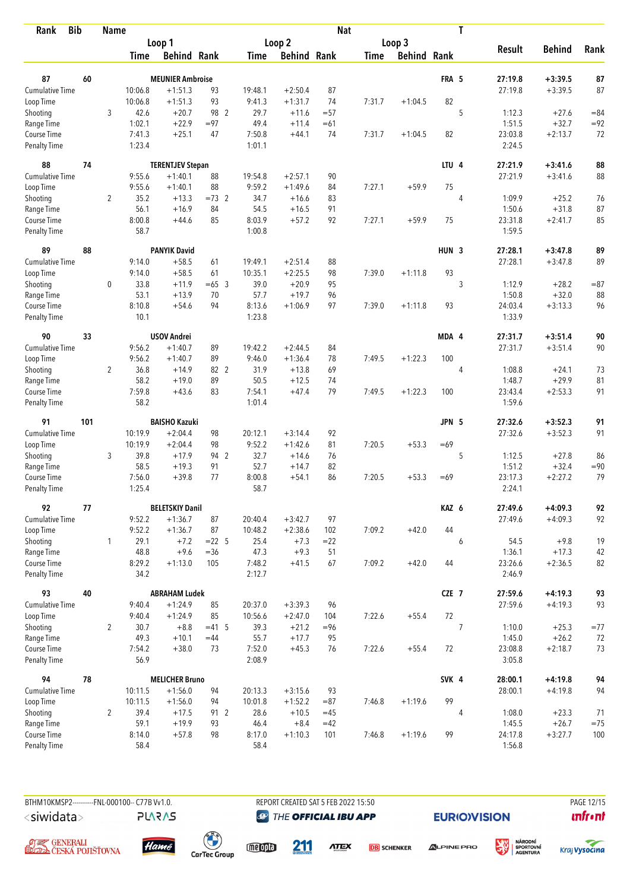| Rank | Bib | Name | | | | | | Nat | | | T | | | |
|---|---|---|---|---|---|---|---|---|---|---|---|---|---|---|
| | | | Loop 1 | | | Loop 2 | | | Loop 3 | | | | | |
| | | | Time | Behind | Rank | Time | Behind | Rank | Time | Behind | Rank | Result | Behind | Rank |
| 87 | 60 | MEUNIER Ambroise | | | | | | | | | FRA 5 | 27:19.8 | +3:39.5 | 87 |
| Cumulative Time | | | 10:06.8 | +1:51.3 | 93 | 19:48.1 | +2:50.4 | 87 | | | | 27:19.8 | +3:39.5 | 87 |
| Loop Time | | | 10:06.8 | +1:51.3 | 93 | 9:41.3 | +1:31.7 | 74 | 7:31.7 | +1:04.5 | 82 | | | |
| Shooting | | 3 | 42.6 | +20.7 | 98 2 | 29.7 | +11.6 | =57 | | | 5 | 1:12.3 | +27.6 | =84 |
| Range Time | | | 1:02.1 | +22.9 | =97 | 49.4 | +11.4 | =61 | | | | 1:51.5 | +32.7 | =92 |
| Course Time | | | 7:41.3 | +25.1 | 47 | 7:50.8 | +44.1 | 74 | 7:31.7 | +1:04.5 | 82 | 23:03.8 | +2:13.7 | 72 |
| Penalty Time | | | 1:23.4 | | | 1:01.1 | | | | | | 2:24.5 | | |
| 88 | 74 | TERENTJEV Stepan | | | | | | | | | LTU 4 | 27:21.9 | +3:41.6 | 88 |
| Cumulative Time | | | 9:55.6 | +1:40.1 | 88 | 19:54.8 | +2:57.1 | 90 | | | | 27:21.9 | +3:41.6 | 88 |
| Loop Time | | | 9:55.6 | +1:40.1 | 88 | 9:59.2 | +1:49.6 | 84 | 7:27.1 | +59.9 | 75 | | | |
| Shooting | | 2 | 35.2 | +13.3 | =73 2 | 34.7 | +16.6 | 83 | | | 4 | 1:09.9 | +25.2 | 76 |
| Range Time | | | 56.1 | +16.9 | 84 | 54.5 | +16.5 | 91 | | | | 1:50.6 | +31.8 | 87 |
| Course Time | | | 8:00.8 | +44.6 | 85 | 8:03.9 | +57.2 | 92 | 7:27.1 | +59.9 | 75 | 23:31.8 | +2:41.7 | 85 |
| Penalty Time | | | 58.7 | | | 1:00.8 | | | | | | 1:59.5 | | |
| 89 | 88 | PANYIK David | | | | | | | | | HUN 3 | 27:28.1 | +3:47.8 | 89 |
| Cumulative Time | | | 9:14.0 | +58.5 | 61 | 19:49.1 | +2:51.4 | 88 | | | | 27:28.1 | +3:47.8 | 89 |
| Loop Time | | | 9:14.0 | +58.5 | 61 | 10:35.1 | +2:25.5 | 98 | 7:39.0 | +1:11.8 | 93 | | | |
| Shooting | | 0 | 33.8 | +11.9 | =65 3 | 39.0 | +20.9 | 95 | | | 3 | 1:12.9 | +28.2 | =87 |
| Range Time | | | 53.1 | +13.9 | 70 | 57.7 | +19.7 | 96 | | | | 1:50.8 | +32.0 | 88 |
| Course Time | | | 8:10.8 | +54.6 | 94 | 8:13.6 | +1:06.9 | 97 | 7:39.0 | +1:11.8 | 93 | 24:03.4 | +3:13.3 | 96 |
| Penalty Time | | | 10.1 | | | 1:23.8 | | | | | | 1:33.9 | | |
| 90 | 33 | USOV Andrei | | | | | | | | | MDA 4 | 27:31.7 | +3:51.4 | 90 |
| Cumulative Time | | | 9:56.2 | +1:40.7 | 89 | 19:42.2 | +2:44.5 | 84 | | | | 27:31.7 | +3:51.4 | 90 |
| Loop Time | | | 9:56.2 | +1:40.7 | 89 | 9:46.0 | +1:36.4 | 78 | 7:49.5 | +1:22.3 | 100 | | | |
| Shooting | | 2 | 36.8 | +14.9 | 82 2 | 31.9 | +13.8 | 69 | | | 4 | 1:08.8 | +24.1 | 73 |
| Range Time | | | 58.2 | +19.0 | 89 | 50.5 | +12.5 | 74 | | | | 1:48.7 | +29.9 | 81 |
| Course Time | | | 7:59.8 | +43.6 | 83 | 7:54.1 | +47.4 | 79 | 7:49.5 | +1:22.3 | 100 | 23:43.4 | +2:53.3 | 91 |
| Penalty Time | | | 58.2 | | | 1:01.4 | | | | | | 1:59.6 | | |
| 91 | 101 | BAISHO Kazuki | | | | | | | | | JPN 5 | 27:32.6 | +3:52.3 | 91 |
| Cumulative Time | | | 10:19.9 | +2:04.4 | 98 | 20:12.1 | +3:14.4 | 92 | | | | 27:32.6 | +3:52.3 | 91 |
| Loop Time | | | 10:19.9 | +2:04.4 | 98 | 9:52.2 | +1:42.6 | 81 | 7:20.5 | +53.3 | =69 | | | |
| Shooting | | 3 | 39.8 | +17.9 | 94 2 | 32.7 | +14.6 | 76 | | | 5 | 1:12.5 | +27.8 | 86 |
| Range Time | | | 58.5 | +19.3 | 91 | 52.7 | +14.7 | 82 | | | | 1:51.2 | +32.4 | =90 |
| Course Time | | | 7:56.0 | +39.8 | 77 | 8:00.8 | +54.1 | 86 | 7:20.5 | +53.3 | =69 | 23:17.3 | +2:27.2 | 79 |
| Penalty Time | | | 1:25.4 | | | 58.7 | | | | | | 2:24.1 | | |
| 92 | 77 | BELETSKIY Danil | | | | | | | | | KAZ 6 | 27:49.6 | +4:09.3 | 92 |
| Cumulative Time | | | 9:52.2 | +1:36.7 | 87 | 20:40.4 | +3:42.7 | 97 | | | | 27:49.6 | +4:09.3 | 92 |
| Loop Time | | | 9:52.2 | +1:36.7 | 87 | 10:48.2 | +2:38.6 | 102 | 7:09.2 | +42.0 | 44 | | | |
| Shooting | | 1 | 29.1 | +7.2 | =22 5 | 25.4 | +7.3 | =22 | | | 6 | 54.5 | +9.8 | 19 |
| Range Time | | | 48.8 | +9.6 | =36 | 47.3 | +9.3 | 51 | | | | 1:36.1 | +17.3 | 42 |
| Course Time | | | 8:29.2 | +1:13.0 | 105 | 7:48.2 | +41.5 | 67 | 7:09.2 | +42.0 | 44 | 23:26.6 | +2:36.5 | 82 |
| Penalty Time | | | 34.2 | | | 2:12.7 | | | | | | 2:46.9 | | |
| 93 | 40 | ABRAHAM Ludek | | | | | | | | | CZE 7 | 27:59.6 | +4:19.3 | 93 |
| Cumulative Time | | | 9:40.4 | +1:24.9 | 85 | 20:37.0 | +3:39.3 | 96 | | | | 27:59.6 | +4:19.3 | 93 |
| Loop Time | | | 9:40.4 | +1:24.9 | 85 | 10:56.6 | +2:47.0 | 104 | 7:22.6 | +55.4 | 72 | | | |
| Shooting | | 2 | 30.7 | +8.8 | =41 5 | 39.3 | +21.2 | =96 | | | 7 | 1:10.0 | +25.3 | =77 |
| Range Time | | | 49.3 | +10.1 | =44 | 55.7 | +17.7 | 95 | | | | 1:45.0 | +26.2 | 72 |
| Course Time | | | 7:54.2 | +38.0 | 73 | 7:52.0 | +45.3 | 76 | 7:22.6 | +55.4 | 72 | 23:08.8 | +2:18.7 | 73 |
| Penalty Time | | | 56.9 | | | 2:08.9 | | | | | | 3:05.8 | | |
| 94 | 78 | MELICHER Bruno | | | | | | | | | SVK 4 | 28:00.1 | +4:19.8 | 94 |
| Cumulative Time | | | 10:11.5 | +1:56.0 | 94 | 20:13.3 | +3:15.6 | 93 | | | | 28:00.1 | +4:19.8 | 94 |
| Loop Time | | | 10:11.5 | +1:56.0 | 94 | 10:01.8 | +1:52.2 | =87 | 7:46.8 | +1:19.6 | 99 | | | |
| Shooting | | 2 | 39.4 | +17.5 | 91 2 | 28.6 | +10.5 | =45 | | | 4 | 1:08.0 | +23.3 | 71 |
| Range Time | | | 59.1 | +19.9 | 93 | 46.4 | +8.4 | =42 | | | | 1:45.5 | +26.7 | =75 |
| Course Time | | | 8:14.0 | +57.8 | 98 | 8:17.0 | +1:10.3 | 101 | 7:46.8 | +1:19.6 | 99 | 24:17.8 | +3:27.7 | 100 |
| Penalty Time | | | 58.4 | | | 58.4 | | | | | | 1:56.8 | | |

BTHM10KMSP2-----------FNL-000100-- C77B Vv1.0. REPORT CREATED SAT 5 FEB 2022 15:50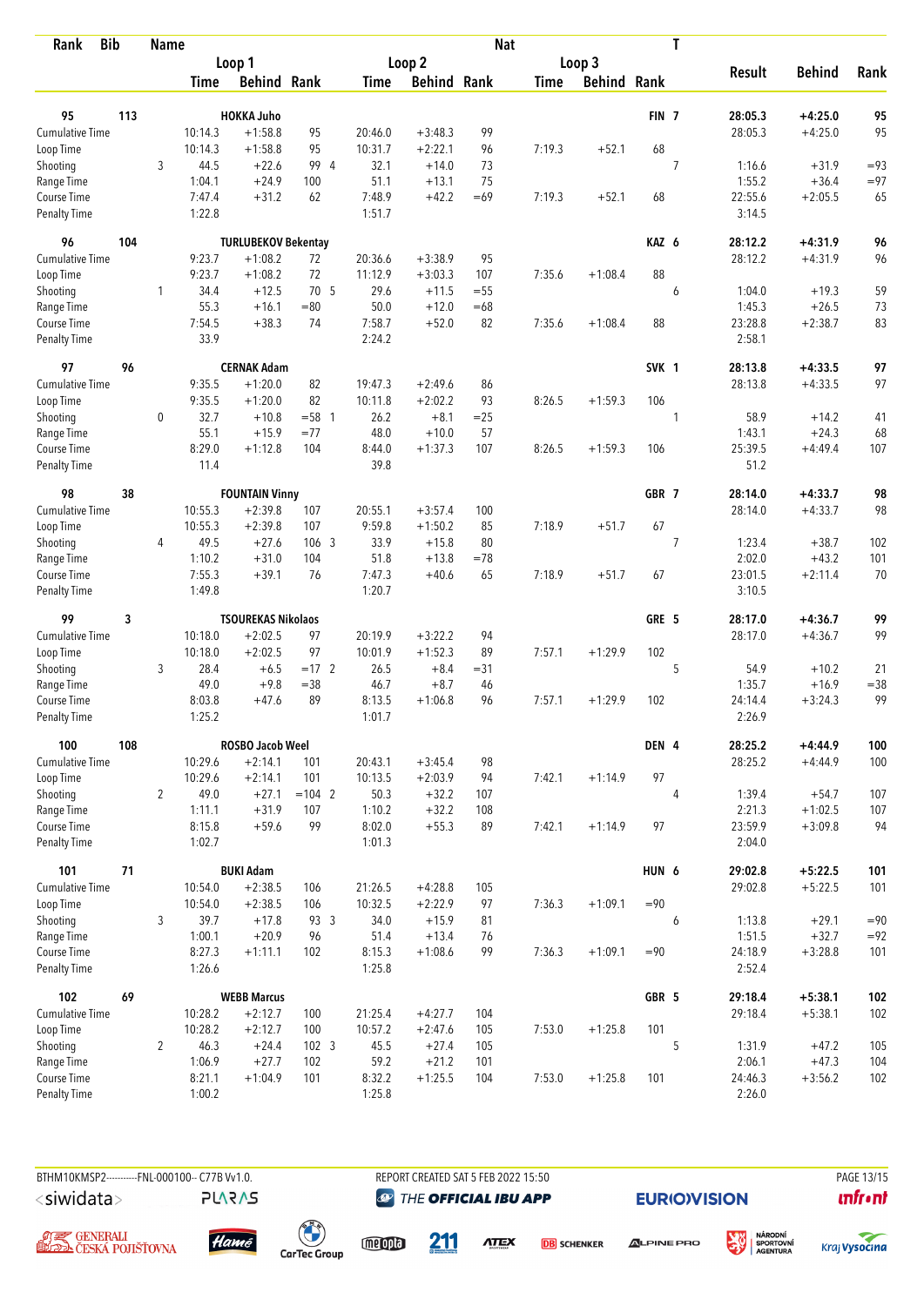| Rank | Bib | Name | | | | | | | Nat | | | T | | | |
|---|---|---|---|---|---|---|---|---|---|---|---|---|---|---|---|
| | | | Loop 1 | | | Loop 2 | | | Loop 3 | | | | Result | Behind | Rank |
| | | | Time | Behind | Rank | Time | Behind | Rank | Time | Behind | Rank | | | | |
| **95** | **113** | **HOKKA Juho** | | | | | | | | | **FIN** | **7** | **28:05.3** | **+4:25.0** | **95** |
| Cumulative Time | | | 10:14.3 | +1:58.8 | 95 | 20:46.0 | +3:48.3 | 99 | | | | | 28:05.3 | +4:25.0 | 95 |
| Loop Time | | | 10:14.3 | +1:58.8 | 95 | 10:31.7 | +2:22.1 | 96 | 7:19.3 | +52.1 | 68 | | | | |
| Shooting | | 3 | 44.5 | +22.6 | 99 4 | 32.1 | +14.0 | 73 | | | | 7 | 1:16.6 | +31.9 | =93 |
| Range Time | | | 1:04.1 | +24.9 | 100 | 51.1 | +13.1 | 75 | | | | | 1:55.2 | +36.4 | =97 |
| Course Time | | | 7:47.4 | +31.2 | 62 | 7:48.9 | +42.2 | =69 | 7:19.3 | +52.1 | 68 | | 22:55.6 | +2:05.5 | 65 |
| Penalty Time | | | 1:22.8 | | | 1:51.7 | | | | | | | 3:14.5 | | |
| **96** | **104** | **TURLUBEKOV Bekentay** | | | | | | | | | **KAZ** | **6** | **28:12.2** | **+4:31.9** | **96** |
| Cumulative Time | | | 9:23.7 | +1:08.2 | 72 | 20:36.6 | +3:38.9 | 95 | | | | | 28:12.2 | +4:31.9 | 96 |
| Loop Time | | | 9:23.7 | +1:08.2 | 72 | 11:12.9 | +3:03.3 | 107 | 7:35.6 | +1:08.4 | 88 | | | | |
| Shooting | | 1 | 34.4 | +12.5 | 70 5 | 29.6 | +11.5 | =55 | | | | 6 | 1:04.0 | +19.3 | 59 |
| Range Time | | | 55.3 | +16.1 | =80 | 50.0 | +12.0 | =68 | | | | | 1:45.3 | +26.5 | 73 |
| Course Time | | | 7:54.5 | +38.3 | 74 | 7:58.7 | +52.0 | 82 | 7:35.6 | +1:08.4 | 88 | | 23:28.8 | +2:38.7 | 83 |
| Penalty Time | | | 33.9 | | | 2:24.2 | | | | | | | 2:58.1 | | |
| **97** | **96** | **CERNAK Adam** | | | | | | | | | **SVK** | **1** | **28:13.8** | **+4:33.5** | **97** |
| Cumulative Time | | | 9:35.5 | +1:20.0 | 82 | 19:47.3 | +2:49.6 | 86 | | | | | 28:13.8 | +4:33.5 | 97 |
| Loop Time | | | 9:35.5 | +1:20.0 | 82 | 10:11.8 | +2:02.2 | 93 | 8:26.5 | +1:59.3 | 106 | | | | |
| Shooting | | 0 | 32.7 | +10.8 | =58 1 | 26.2 | +8.1 | =25 | | | | 1 | 58.9 | +14.2 | 41 |
| Range Time | | | 55.1 | +15.9 | =77 | 48.0 | +10.0 | 57 | | | | | 1:43.1 | +24.3 | 68 |
| Course Time | | | 8:29.0 | +1:12.8 | 104 | 8:44.0 | +1:37.3 | 107 | 8:26.5 | +1:59.3 | 106 | | 25:39.5 | +4:49.4 | 107 |
| Penalty Time | | | 11.4 | | | 39.8 | | | | | | | 51.2 | | |
| **98** | **38** | **FOUNTAIN Vinny** | | | | | | | | | **GBR** | **7** | **28:14.0** | **+4:33.7** | **98** |
| Cumulative Time | | | 10:55.3 | +2:39.8 | 107 | 20:55.1 | +3:57.4 | 100 | | | | | 28:14.0 | +4:33.7 | 98 |
| Loop Time | | | 10:55.3 | +2:39.8 | 107 | 9:59.8 | +1:50.2 | 85 | 7:18.9 | +51.7 | 67 | | | | |
| Shooting | | 4 | 49.5 | +27.6 | 106 3 | 33.9 | +15.8 | 80 | | | | 7 | 1:23.4 | +38.7 | 102 |
| Range Time | | | 1:10.2 | +31.0 | 104 | 51.8 | +13.8 | =78 | | | | | 2:02.0 | +43.2 | 101 |
| Course Time | | | 7:55.3 | +39.1 | 76 | 7:47.3 | +40.6 | 65 | 7:18.9 | +51.7 | 67 | | 23:01.5 | +2:11.4 | 70 |
| Penalty Time | | | 1:49.8 | | | 1:20.7 | | | | | | | 3:10.5 | | |
| **99** | **3** | **TSOUREKAS Nikolaos** | | | | | | | | | **GRE** | **5** | **28:17.0** | **+4:36.7** | **99** |
| Cumulative Time | | | 10:18.0 | +2:02.5 | 97 | 20:19.9 | +3:22.2 | 94 | | | | | 28:17.0 | +4:36.7 | 99 |
| Loop Time | | | 10:18.0 | +2:02.5 | 97 | 10:01.9 | +1:52.3 | 89 | 7:57.1 | +1:29.9 | 102 | | | | |
| Shooting | | 3 | 28.4 | +6.5 | =17 2 | 26.5 | +8.4 | =31 | | | | 5 | 54.9 | +10.2 | 21 |
| Range Time | | | 49.0 | +9.8 | =38 | 46.7 | +8.7 | 46 | | | | | 1:35.7 | +16.9 | =38 |
| Course Time | | | 8:03.8 | +47.6 | 89 | 8:13.5 | +1:06.8 | 96 | 7:57.1 | +1:29.9 | 102 | | 24:14.4 | +3:24.3 | 99 |
| Penalty Time | | | 1:25.2 | | | 1:01.7 | | | | | | | 2:26.9 | | |
| **100** | **108** | **ROSBO Jacob Weel** | | | | | | | | | **DEN** | **4** | **28:25.2** | **+4:44.9** | **100** |
| Cumulative Time | | | 10:29.6 | +2:14.1 | 101 | 20:43.1 | +3:45.4 | 98 | | | | | 28:25.2 | +4:44.9 | 100 |
| Loop Time | | | 10:29.6 | +2:14.1 | 101 | 10:13.5 | +2:03.9 | 94 | 7:42.1 | +1:14.9 | 97 | | | | |
| Shooting | | 2 | 49.0 | +27.1 | =104 2 | 50.3 | +32.2 | 107 | | | | 4 | 1:39.4 | +54.7 | 107 |
| Range Time | | | 1:11.1 | +31.9 | 107 | 1:10.2 | +32.2 | 108 | | | | | 2:21.3 | +1:02.5 | 107 |
| Course Time | | | 8:15.8 | +59.6 | 99 | 8:02.0 | +55.3 | 89 | 7:42.1 | +1:14.9 | 97 | | 23:59.9 | +3:09.8 | 94 |
| Penalty Time | | | 1:02.7 | | | 1:01.3 | | | | | | | 2:04.0 | | |
| **101** | **71** | **BUKI Adam** | | | | | | | | | **HUN** | **6** | **29:02.8** | **+5:22.5** | **101** |
| Cumulative Time | | | 10:54.0 | +2:38.5 | 106 | 21:26.5 | +4:28.8 | 105 | | | | | 29:02.8 | +5:22.5 | 101 |
| Loop Time | | | 10:54.0 | +2:38.5 | 106 | 10:32.5 | +2:22.9 | 97 | 7:36.3 | +1:09.1 | =90 | | | | |
| Shooting | | 3 | 39.7 | +17.8 | 93 3 | 34.0 | +15.9 | 81 | | | | 6 | 1:13.8 | +29.1 | =90 |
| Range Time | | | 1:00.1 | +20.9 | 96 | 51.4 | +13.4 | 76 | | | | | 1:51.5 | +32.7 | =92 |
| Course Time | | | 8:27.3 | +1:11.1 | 102 | 8:15.3 | +1:08.6 | 99 | 7:36.3 | +1:09.1 | =90 | | 24:18.9 | +3:28.8 | 101 |
| Penalty Time | | | 1:26.6 | | | 1:25.8 | | | | | | | 2:52.4 | | |
| **102** | **69** | **WEBB Marcus** | | | | | | | | | **GBR** | **5** | **29:18.4** | **+5:38.1** | **102** |
| Cumulative Time | | | 10:28.2 | +2:12.7 | 100 | 21:25.4 | +4:27.7 | 104 | | | | | 29:18.4 | +5:38.1 | 102 |
| Loop Time | | | 10:28.2 | +2:12.7 | 100 | 10:57.2 | +2:47.6 | 105 | 7:53.0 | +1:25.8 | 101 | | | | |
| Shooting | | 2 | 46.3 | +24.4 | 102 3 | 45.5 | +27.4 | 105 | | | | 5 | 1:31.9 | +47.2 | 105 |
| Range Time | | | 1:06.9 | +27.7 | 102 | 59.2 | +21.2 | 101 | | | | | 2:06.1 | +47.3 | 104 |
| Course Time | | | 8:21.1 | +1:04.9 | 101 | 8:32.2 | +1:25.5 | 104 | 7:53.0 | +1:25.8 | 101 | | 24:46.3 | +3:56.2 | 102 |
| Penalty Time | | | 1:00.2 | | | 1:25.8 | | | | | | | 2:26.0 | | |

BTHM10KMSP2-----------FNL-000100-- C77B Vv1.0. REPORT CREATED SAT 5 FEB 2022 15:50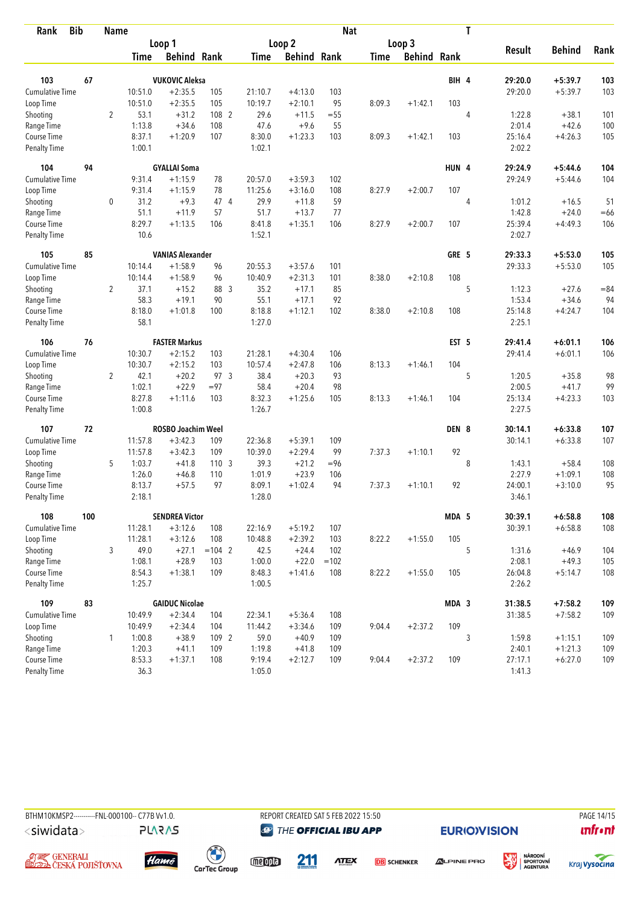| Rank | Bib | Name | | | | | | | | Nat | T | | | |
|---|---|---|---|---|---|---|---|---|---|---|---|---|---|---|
| | | Loop 1 | | | Loop 2 | | | Loop 3 | | | | Result | Behind | Rank |
| | | Time | Behind | Rank | Time | Behind | Rank | Time | Behind | Rank | | | | |
| **103** | **67** | **VUKOVIC Aleksa** | | | | | | | | **BIH** | **4** | **29:20.0** | **+5:39.7** | **103** |
| Cumulative Time | | 10:51.0 | +2:35.5 | 105 | 21:10.7 | +4:13.0 | 103 | | | | | 29:20.0 | +5:39.7 | 103 |
| Loop Time | | 10:51.0 | +2:35.5 | 105 | 10:19.7 | +2:10.1 | 95 | 8:09.3 | +1:42.1 | 103 | | | | |
| Shooting | 2 | 53.1 | +31.2 | 108 2 | 29.6 | +11.5 | =55 | | | | 4 | 1:22.8 | +38.1 | 101 |
| Range Time | | 1:13.8 | +34.6 | 108 | 47.6 | +9.6 | 55 | | | | | 2:01.4 | +42.6 | 100 |
| Course Time | | 8:37.1 | +1:20.9 | 107 | 8:30.0 | +1:23.3 | 103 | 8:09.3 | +1:42.1 | 103 | | 25:16.4 | +4:26.3 | 105 |
| Penalty Time | | 1:00.1 | | | 1:02.1 | | | | | | | 2:02.2 | | |
| **104** | **94** | **GYALLAI Soma** | | | | | | | | **HUN** | **4** | **29:24.9** | **+5:44.6** | **104** |
| Cumulative Time | | 9:31.4 | +1:15.9 | 78 | 20:57.0 | +3:59.3 | 102 | | | | | 29:24.9 | +5:44.6 | 104 |
| Loop Time | | 9:31.4 | +1:15.9 | 78 | 11:25.6 | +3:16.0 | 108 | 8:27.9 | +2:00.7 | 107 | | | | |
| Shooting | 0 | 31.2 | +9.3 | 47 4 | 29.9 | +11.8 | 59 | | | | 4 | 1:01.2 | +16.5 | 51 |
| Range Time | | 51.1 | +11.9 | 57 | 51.7 | +13.7 | 77 | | | | | 1:42.8 | +24.0 | =66 |
| Course Time | | 8:29.7 | +1:13.5 | 106 | 8:41.8 | +1:35.1 | 106 | 8:27.9 | +2:00.7 | 107 | | 25:39.4 | +4:49.3 | 106 |
| Penalty Time | | 10.6 | | | 1:52.1 | | | | | | | 2:02.7 | | |
| **105** | **85** | **VANIAS Alexander** | | | | | | | | **GRE** | **5** | **29:33.3** | **+5:53.0** | **105** |
| Cumulative Time | | 10:14.4 | +1:58.9 | 96 | 20:55.3 | +3:57.6 | 101 | | | | | 29:33.3 | +5:53.0 | 105 |
| Loop Time | | 10:14.4 | +1:58.9 | 96 | 10:40.9 | +2:31.3 | 101 | 8:38.0 | +2:10.8 | 108 | | | | |
| Shooting | 2 | 37.1 | +15.2 | 88 3 | 35.2 | +17.1 | 85 | | | | 5 | 1:12.3 | +27.6 | =84 |
| Range Time | | 58.3 | +19.1 | 90 | 55.1 | +17.1 | 92 | | | | | 1:53.4 | +34.6 | 94 |
| Course Time | | 8:18.0 | +1:01.8 | 100 | 8:18.8 | +1:12.1 | 102 | 8:38.0 | +2:10.8 | 108 | | 25:14.8 | +4:24.7 | 104 |
| Penalty Time | | 58.1 | | | 1:27.0 | | | | | | | 2:25.1 | | |
| **106** | **76** | **FASTER Markus** | | | | | | | | **EST** | **5** | **29:41.4** | **+6:01.1** | **106** |
| Cumulative Time | | 10:30.7 | +2:15.2 | 103 | 21:28.1 | +4:30.4 | 106 | | | | | 29:41.4 | +6:01.1 | 106 |
| Loop Time | | 10:30.7 | +2:15.2 | 103 | 10:57.4 | +2:47.8 | 106 | 8:13.3 | +1:46.1 | 104 | | | | |
| Shooting | 2 | 42.1 | +20.2 | 97 3 | 38.4 | +20.3 | 93 | | | | 5 | 1:20.5 | +35.8 | 98 |
| Range Time | | 1:02.1 | +22.9 | =97 | 58.4 | +20.4 | 98 | | | | | 2:00.5 | +41.7 | 99 |
| Course Time | | 8:27.8 | +1:11.6 | 103 | 8:32.3 | +1:25.6 | 105 | 8:13.3 | +1:46.1 | 104 | | 25:13.4 | +4:23.3 | 103 |
| Penalty Time | | 1:00.8 | | | 1:26.7 | | | | | | | 2:27.5 | | |
| **107** | **72** | **ROSBO Joachim Weel** | | | | | | | | **DEN** | **8** | **30:14.1** | **+6:33.8** | **107** |
| Cumulative Time | | 11:57.8 | +3:42.3 | 109 | 22:36.8 | +5:39.1 | 109 | | | | | 30:14.1 | +6:33.8 | 107 |
| Loop Time | | 11:57.8 | +3:42.3 | 109 | 10:39.0 | +2:29.4 | 99 | 7:37.3 | +1:10.1 | 92 | | | | |
| Shooting | 5 | 1:03.7 | +41.8 | 110 3 | 39.3 | +21.2 | =96 | | | | 8 | 1:43.1 | +58.4 | 108 |
| Range Time | | 1:26.0 | +46.8 | 110 | 1:01.9 | +23.9 | 106 | | | | | 2:27.9 | +1:09.1 | 108 |
| Course Time | | 8:13.7 | +57.5 | 97 | 8:09.1 | +1:02.4 | 94 | 7:37.3 | +1:10.1 | 92 | | 24:00.1 | +3:10.0 | 95 |
| Penalty Time | | 2:18.1 | | | 1:28.0 | | | | | | | 3:46.1 | | |
| **108** | **100** | **SENDREA Victor** | | | | | | | | **MDA** | **5** | **30:39.1** | **+6:58.8** | **108** |
| Cumulative Time | | 11:28.1 | +3:12.6 | 108 | 22:16.9 | +5:19.2 | 107 | | | | | 30:39.1 | +6:58.8 | 108 |
| Loop Time | | 11:28.1 | +3:12.6 | 108 | 10:48.8 | +2:39.2 | 103 | 8:22.2 | +1:55.0 | 105 | | | | |
| Shooting | 3 | 49.0 | +27.1 | =104 2 | 42.5 | +24.4 | 102 | | | | 5 | 1:31.6 | +46.9 | 104 |
| Range Time | | 1:08.1 | +28.9 | 103 | 1:00.0 | +22.0 | =102 | | | | | 2:08.1 | +49.3 | 105 |
| Course Time | | 8:54.3 | +1:38.1 | 109 | 8:48.3 | +1:41.6 | 108 | 8:22.2 | +1:55.0 | 105 | | 26:04.8 | +5:14.7 | 108 |
| Penalty Time | | 1:25.7 | | | 1:00.5 | | | | | | | 2:26.2 | | |
| **109** | **83** | **GAIDUC Nicolae** | | | | | | | | **MDA** | **3** | **31:38.5** | **+7:58.2** | **109** |
| Cumulative Time | | 10:49.9 | +2:34.4 | 104 | 22:34.1 | +5:36.4 | 108 | | | | | 31:38.5 | +7:58.2 | 109 |
| Loop Time | | 10:49.9 | +2:34.4 | 104 | 11:44.2 | +3:34.6 | 109 | 9:04.4 | +2:37.2 | 109 | | | | |
| Shooting | 1 | 1:00.8 | +38.9 | 109 2 | 59.0 | +40.9 | 109 | | | | 3 | 1:59.8 | +1:15.1 | 109 |
| Range Time | | 1:20.3 | +41.1 | 109 | 1:19.8 | +41.8 | 109 | | | | | 2:40.1 | +1:21.3 | 109 |
| Course Time | | 8:53.3 | +1:37.1 | 108 | 9:19.4 | +2:12.7 | 109 | 9:04.4 | +2:37.2 | 109 | | 27:17.1 | +6:27.0 | 109 |
| Penalty Time | | 36.3 | | | 1:05.0 | | | | | | | 1:41.3 | | |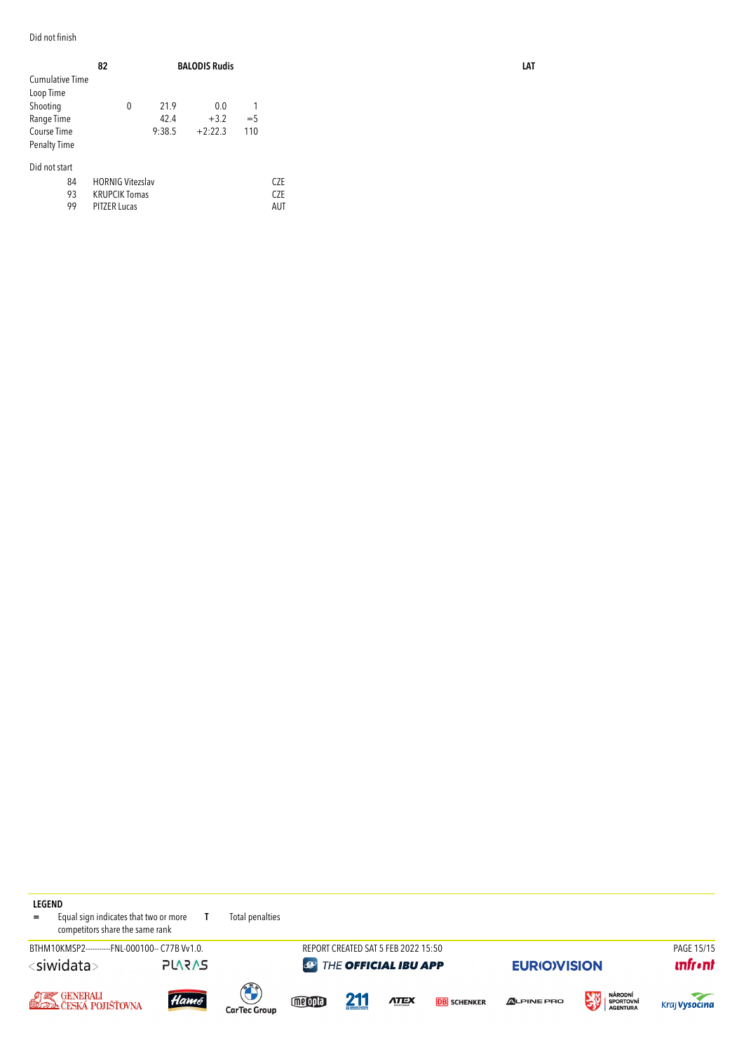Did not finish

| | | | | | |
|---|---|---|---|---|---|
| | 82 | BALODIS Rudis | | | LAT |
| Cumulative Time | | | | | |
| Loop Time | | | | | |
| Shooting | 0 | 21.9 | 0.0 | 1 | |
| Range Time | | 42.4 | +3.2 | =5 | |
| Course Time | | 9:38.5 | +2:22.3 | 110 | |
| Penalty Time | | | | | |

Did not start

| | | |
|---|---|---|
| 84 | HORNIG Vitezslav | CZE |
| 93 | KRUPCIK Tomas | CZE |
| 99 | PITZER Lucas | AUT |

**LEGEND**

= Equal sign indicates that two or more competitors share the same rank

T Total penalties

BTHM10KMSP2-----------FNL-000100-- C77B Vv1.0. REPORT CREATED SAT 5 FEB 2022 15:50